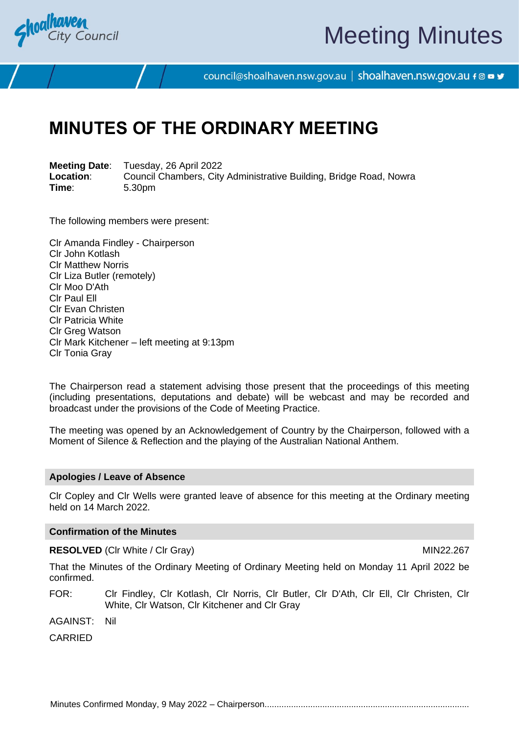# MINUTES OF THE ORDINARY MEETING

**Meeting Date**: Tuesday, 26 April 2022
**Location**: Council Chambers, City Administrative Building, Bridge Road, Nowra
**Time**: 5.30pm

The following members were present:

Clr Amanda Findley - Chairperson
Clr John Kotlash
Clr Matthew Norris
Clr Liza Butler (remotely)
Clr Moo D'Ath
Clr Paul Ell
Clr Evan Christen
Clr Patricia White
Clr Greg Watson
Clr Mark Kitchener – left meeting at 9:13pm
Clr Tonia Gray

The Chairperson read a statement advising those present that the proceedings of this meeting (including presentations, deputations and debate) will be webcast and may be recorded and broadcast under the provisions of the Code of Meeting Practice.

The meeting was opened by an Acknowledgement of Country by the Chairperson, followed with a Moment of Silence & Reflection and the playing of the Australian National Anthem.

## Apologies / Leave of Absence

Clr Copley and Clr Wells were granted leave of absence for this meeting at the Ordinary meeting held on 14 March 2022.

## Confirmation of the Minutes

**RESOLVED** (Clr White / Clr Gray) MIN22.267

That the Minutes of the Ordinary Meeting of Ordinary Meeting held on Monday 11 April 2022 be confirmed.

FOR: Clr Findley, Clr Kotlash, Clr Norris, Clr Butler, Clr D'Ath, Clr Ell, Clr Christen, Clr White, Clr Watson, Clr Kitchener and Clr Gray

AGAINST: Nil

CARRIED

Minutes Confirmed Monday, 9 May 2022 – Chairperson....................................................................................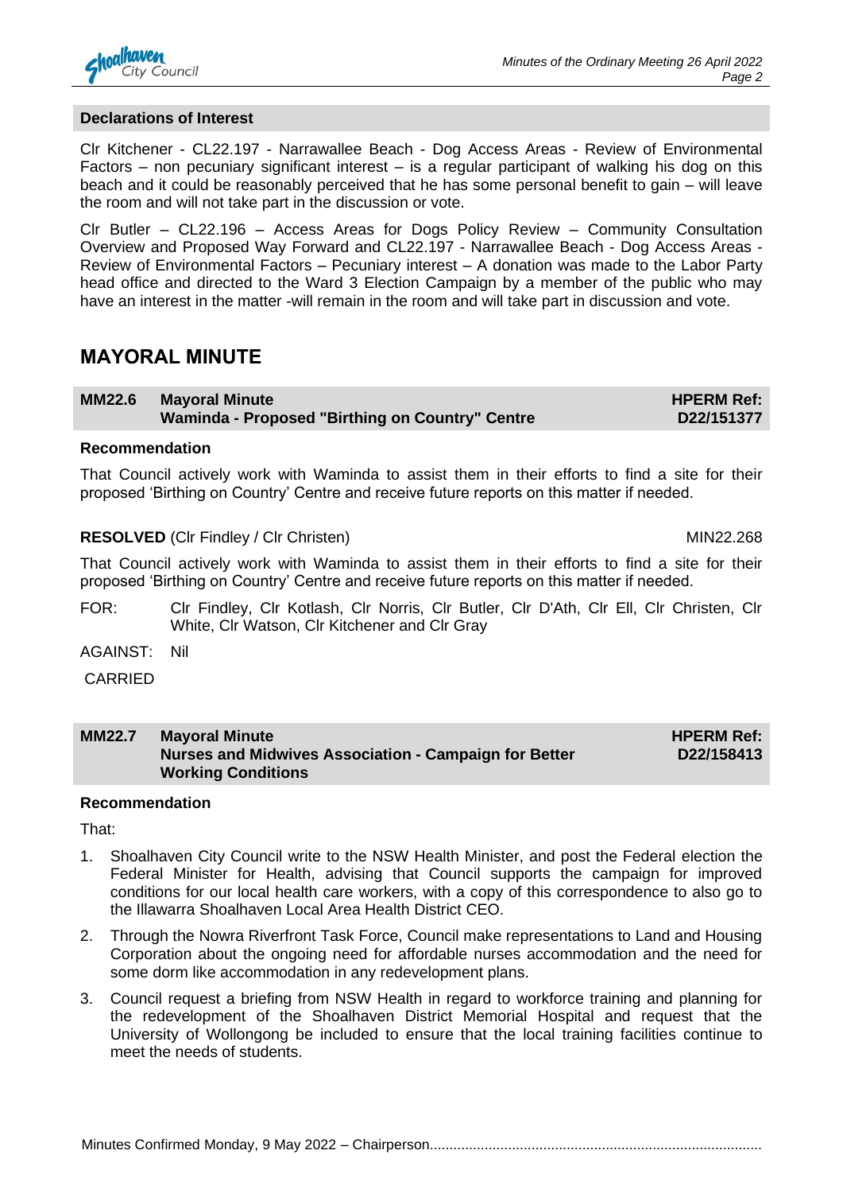### Declarations of Interest

Clr Kitchener - CL22.197 - Narrawallee Beach - Dog Access Areas - Review of Environmental Factors – non pecuniary significant interest – is a regular participant of walking his dog on this beach and it could be reasonably perceived that he has some personal benefit to gain – will leave the room and will not take part in the discussion or vote.

Clr Butler – CL22.196 – Access Areas for Dogs Policy Review – Community Consultation Overview and Proposed Way Forward and CL22.197 - Narrawallee Beach - Dog Access Areas - Review of Environmental Factors – Pecuniary interest – A donation was made to the Labor Party head office and directed to the Ward 3 Election Campaign by a member of the public who may have an interest in the matter -will remain in the room and will take part in discussion and vote.

## MAYORAL MINUTE

### MM22.6 Mayoral Minute Waminda - Proposed "Birthing on Country" Centre

**HPERM Ref: D22/151377**

**Recommendation**

That Council actively work with Waminda to assist them in their efforts to find a site for their proposed 'Birthing on Country' Centre and receive future reports on this matter if needed.

**RESOLVED** (Clr Findley / Clr Christen) MIN22.268

That Council actively work with Waminda to assist them in their efforts to find a site for their proposed 'Birthing on Country' Centre and receive future reports on this matter if needed.

FOR: Clr Findley, Clr Kotlash, Clr Norris, Clr Butler, Clr D'Ath, Clr Ell, Clr Christen, Clr White, Clr Watson, Clr Kitchener and Clr Gray

AGAINST: Nil

CARRIED

### MM22.7 Mayoral Minute Nurses and Midwives Association - Campaign for Better Working Conditions

**HPERM Ref: D22/158413**

**Recommendation**

That:

1. Shoalhaven City Council write to the NSW Health Minister, and post the Federal election the Federal Minister for Health, advising that Council supports the campaign for improved conditions for our local health care workers, with a copy of this correspondence to also go to the Illawarra Shoalhaven Local Area Health District CEO.
2. Through the Nowra Riverfront Task Force, Council make representations to Land and Housing Corporation about the ongoing need for affordable nurses accommodation and the need for some dorm like accommodation in any redevelopment plans.
3. Council request a briefing from NSW Health in regard to workforce training and planning for the redevelopment of the Shoalhaven District Memorial Hospital and request that the University of Wollongong be included to ensure that the local training facilities continue to meet the needs of students.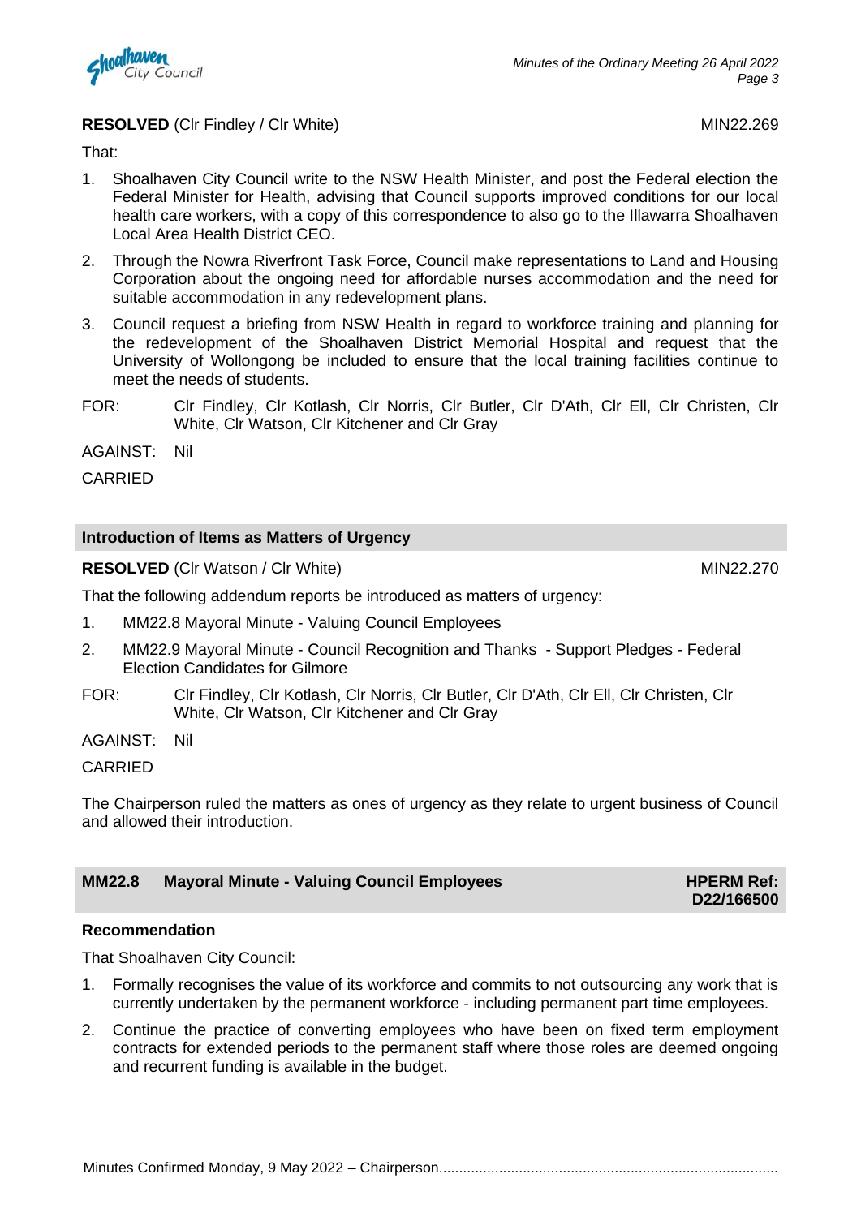**RESOLVED** (Clr Findley / Clr White) MIN22.269

That:

1. Shoalhaven City Council write to the NSW Health Minister, and post the Federal election the Federal Minister for Health, advising that Council supports improved conditions for our local health care workers, with a copy of this correspondence to also go to the Illawarra Shoalhaven Local Area Health District CEO.
2. Through the Nowra Riverfront Task Force, Council make representations to Land and Housing Corporation about the ongoing need for affordable nurses accommodation and the need for suitable accommodation in any redevelopment plans.
3. Council request a briefing from NSW Health in regard to workforce training and planning for the redevelopment of the Shoalhaven District Memorial Hospital and request that the University of Wollongong be included to ensure that the local training facilities continue to meet the needs of students.

FOR: Clr Findley, Clr Kotlash, Clr Norris, Clr Butler, Clr D'Ath, Clr Ell, Clr Christen, Clr White, Clr Watson, Clr Kitchener and Clr Gray

AGAINST: Nil

CARRIED

## Introduction of Items as Matters of Urgency

**RESOLVED** (Clr Watson / Clr White) MIN22.270

That the following addendum reports be introduced as matters of urgency:

1. MM22.8 Mayoral Minute - Valuing Council Employees
2. MM22.9 Mayoral Minute - Council Recognition and Thanks - Support Pledges - Federal Election Candidates for Gilmore

FOR: Clr Findley, Clr Kotlash, Clr Norris, Clr Butler, Clr D'Ath, Clr Ell, Clr Christen, Clr White, Clr Watson, Clr Kitchener and Clr Gray

AGAINST: Nil

CARRIED

The Chairperson ruled the matters as ones of urgency as they relate to urgent business of Council and allowed their introduction.

## MM22.8 Mayoral Minute - Valuing Council Employees

**HPERM Ref: D22/166500**

**Recommendation**

That Shoalhaven City Council:

1. Formally recognises the value of its workforce and commits to not outsourcing any work that is currently undertaken by the permanent workforce - including permanent part time employees.
2. Continue the practice of converting employees who have been on fixed term employment contracts for extended periods to the permanent staff where those roles are deemed ongoing and recurrent funding is available in the budget.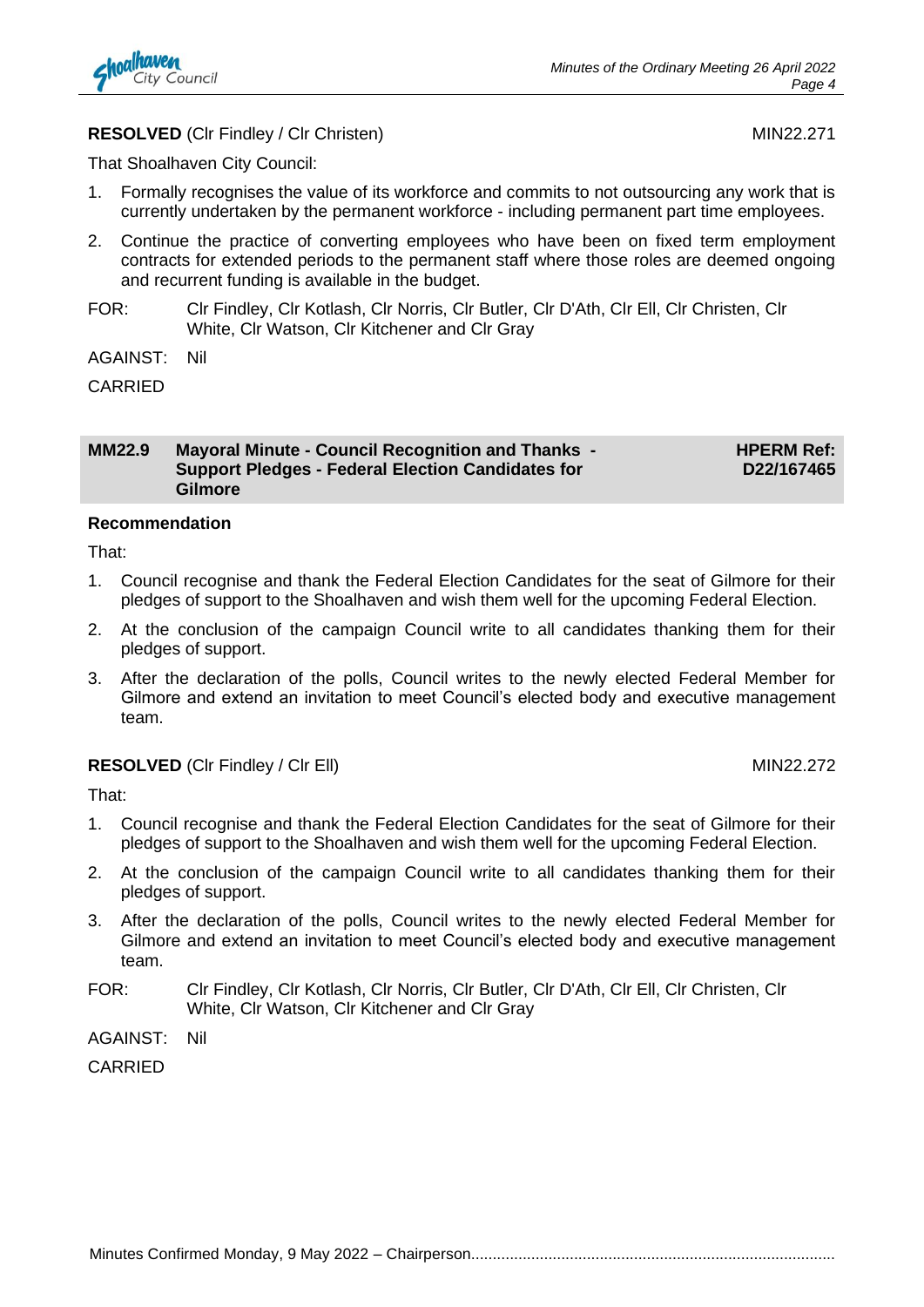**RESOLVED** (Clr Findley / Clr Christen) MIN22.271

That Shoalhaven City Council:

1. Formally recognises the value of its workforce and commits to not outsourcing any work that is currently undertaken by the permanent workforce - including permanent part time employees.
2. Continue the practice of converting employees who have been on fixed term employment contracts for extended periods to the permanent staff where those roles are deemed ongoing and recurrent funding is available in the budget.

FOR: Clr Findley, Clr Kotlash, Clr Norris, Clr Butler, Clr D'Ath, Clr Ell, Clr Christen, Clr White, Clr Watson, Clr Kitchener and Clr Gray

AGAINST: Nil

CARRIED

## MM22.9 Mayoral Minute - Council Recognition and Thanks - Support Pledges - Federal Election Candidates for Gilmore

**HPERM Ref: D22/167465**

**Recommendation**

That:

1. Council recognise and thank the Federal Election Candidates for the seat of Gilmore for their pledges of support to the Shoalhaven and wish them well for the upcoming Federal Election.
2. At the conclusion of the campaign Council write to all candidates thanking them for their pledges of support.
3. After the declaration of the polls, Council writes to the newly elected Federal Member for Gilmore and extend an invitation to meet Council's elected body and executive management team.

**RESOLVED** (Clr Findley / Clr Ell) MIN22.272

That:

1. Council recognise and thank the Federal Election Candidates for the seat of Gilmore for their pledges of support to the Shoalhaven and wish them well for the upcoming Federal Election.
2. At the conclusion of the campaign Council write to all candidates thanking them for their pledges of support.
3. After the declaration of the polls, Council writes to the newly elected Federal Member for Gilmore and extend an invitation to meet Council's elected body and executive management team.

FOR: Clr Findley, Clr Kotlash, Clr Norris, Clr Butler, Clr D'Ath, Clr Ell, Clr Christen, Clr White, Clr Watson, Clr Kitchener and Clr Gray

AGAINST: Nil

CARRIED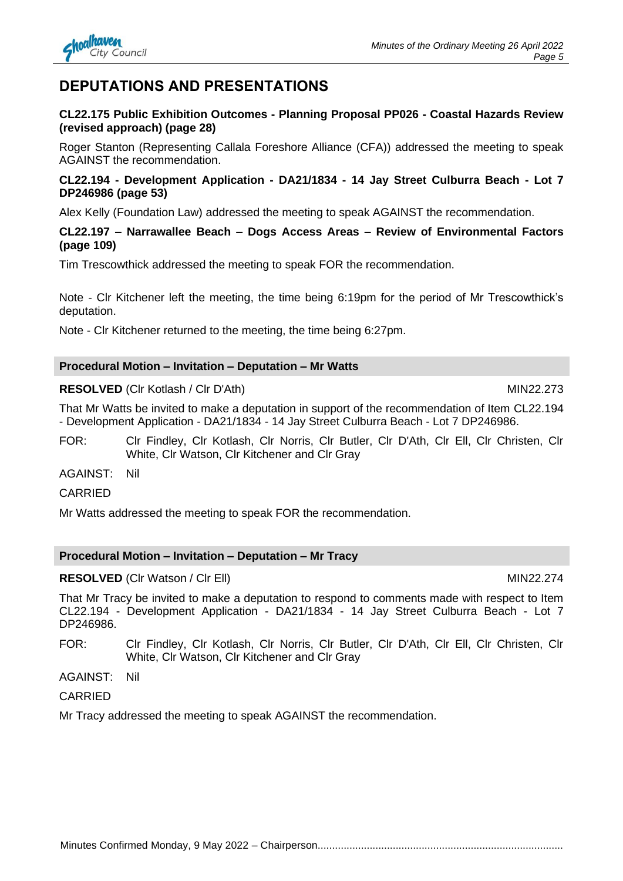# DEPUTATIONS AND PRESENTATIONS

**CL22.175 Public Exhibition Outcomes - Planning Proposal PP026 - Coastal Hazards Review (revised approach) (page 28)**

Roger Stanton (Representing Callala Foreshore Alliance (CFA)) addressed the meeting to speak AGAINST the recommendation.

**CL22.194 - Development Application - DA21/1834 - 14 Jay Street Culburra Beach - Lot 7 DP246986 (page 53)**

Alex Kelly (Foundation Law) addressed the meeting to speak AGAINST the recommendation.

**CL22.197 – Narrawallee Beach – Dogs Access Areas – Review of Environmental Factors (page 109)**

Tim Trescowthick addressed the meeting to speak FOR the recommendation.

Note - Clr Kitchener left the meeting, the time being 6:19pm for the period of Mr Trescowthick's deputation.

Note - Clr Kitchener returned to the meeting, the time being 6:27pm.

## Procedural Motion – Invitation – Deputation – Mr Watts

**RESOLVED** (Clr Kotlash / Clr D'Ath) MIN22.273

That Mr Watts be invited to make a deputation in support of the recommendation of Item CL22.194 - Development Application - DA21/1834 - 14 Jay Street Culburra Beach - Lot 7 DP246986.

FOR: Clr Findley, Clr Kotlash, Clr Norris, Clr Butler, Clr D'Ath, Clr Ell, Clr Christen, Clr White, Clr Watson, Clr Kitchener and Clr Gray

AGAINST: Nil

CARRIED

Mr Watts addressed the meeting to speak FOR the recommendation.

## Procedural Motion – Invitation – Deputation – Mr Tracy

**RESOLVED** (Clr Watson / Clr Ell) MIN22.274

That Mr Tracy be invited to make a deputation to respond to comments made with respect to Item CL22.194 - Development Application - DA21/1834 - 14 Jay Street Culburra Beach - Lot 7 DP246986.

FOR: Clr Findley, Clr Kotlash, Clr Norris, Clr Butler, Clr D'Ath, Clr Ell, Clr Christen, Clr White, Clr Watson, Clr Kitchener and Clr Gray

AGAINST: Nil

CARRIED

Mr Tracy addressed the meeting to speak AGAINST the recommendation.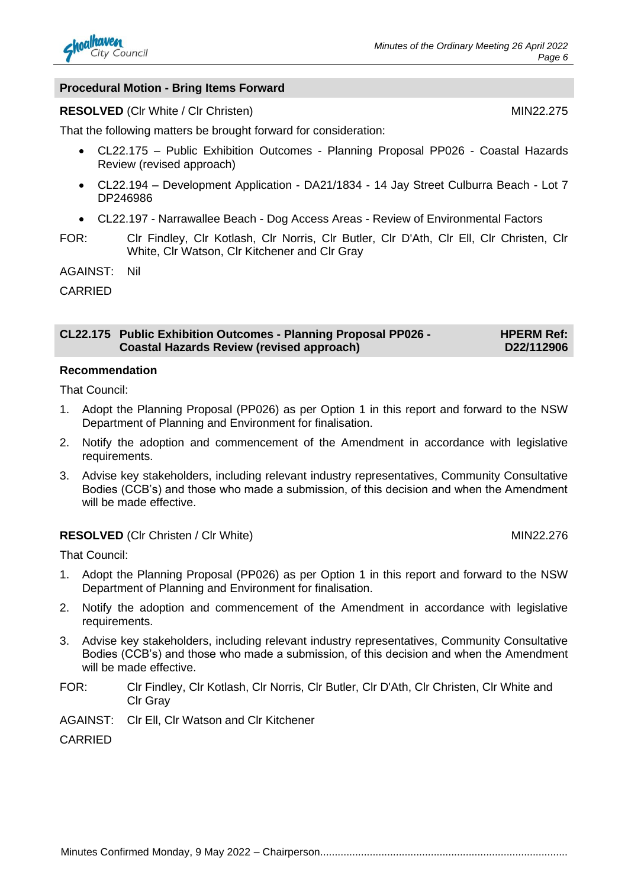## Procedural Motion - Bring Items Forward

**RESOLVED** (Clr White / Clr Christen) MIN22.275

That the following matters be brought forward for consideration:

- CL22.175 – Public Exhibition Outcomes - Planning Proposal PP026 - Coastal Hazards Review (revised approach)
- CL22.194 – Development Application - DA21/1834 - 14 Jay Street Culburra Beach - Lot 7 DP246986
- CL22.197 - Narrawallee Beach - Dog Access Areas - Review of Environmental Factors

FOR: Clr Findley, Clr Kotlash, Clr Norris, Clr Butler, Clr D'Ath, Clr Ell, Clr Christen, Clr White, Clr Watson, Clr Kitchener and Clr Gray

AGAINST: Nil

CARRIED

## CL22.175 Public Exhibition Outcomes - Planning Proposal PP026 - Coastal Hazards Review (revised approach)

**HPERM Ref: D22/112906**

**Recommendation**

That Council:

1. Adopt the Planning Proposal (PP026) as per Option 1 in this report and forward to the NSW Department of Planning and Environment for finalisation.
2. Notify the adoption and commencement of the Amendment in accordance with legislative requirements.
3. Advise key stakeholders, including relevant industry representatives, Community Consultative Bodies (CCB's) and those who made a submission, of this decision and when the Amendment will be made effective.

**RESOLVED** (Clr Christen / Clr White) MIN22.276

That Council:

1. Adopt the Planning Proposal (PP026) as per Option 1 in this report and forward to the NSW Department of Planning and Environment for finalisation.
2. Notify the adoption and commencement of the Amendment in accordance with legislative requirements.
3. Advise key stakeholders, including relevant industry representatives, Community Consultative Bodies (CCB's) and those who made a submission, of this decision and when the Amendment will be made effective.

FOR: Clr Findley, Clr Kotlash, Clr Norris, Clr Butler, Clr D'Ath, Clr Christen, Clr White and Clr Gray

AGAINST: Clr Ell, Clr Watson and Clr Kitchener

CARRIED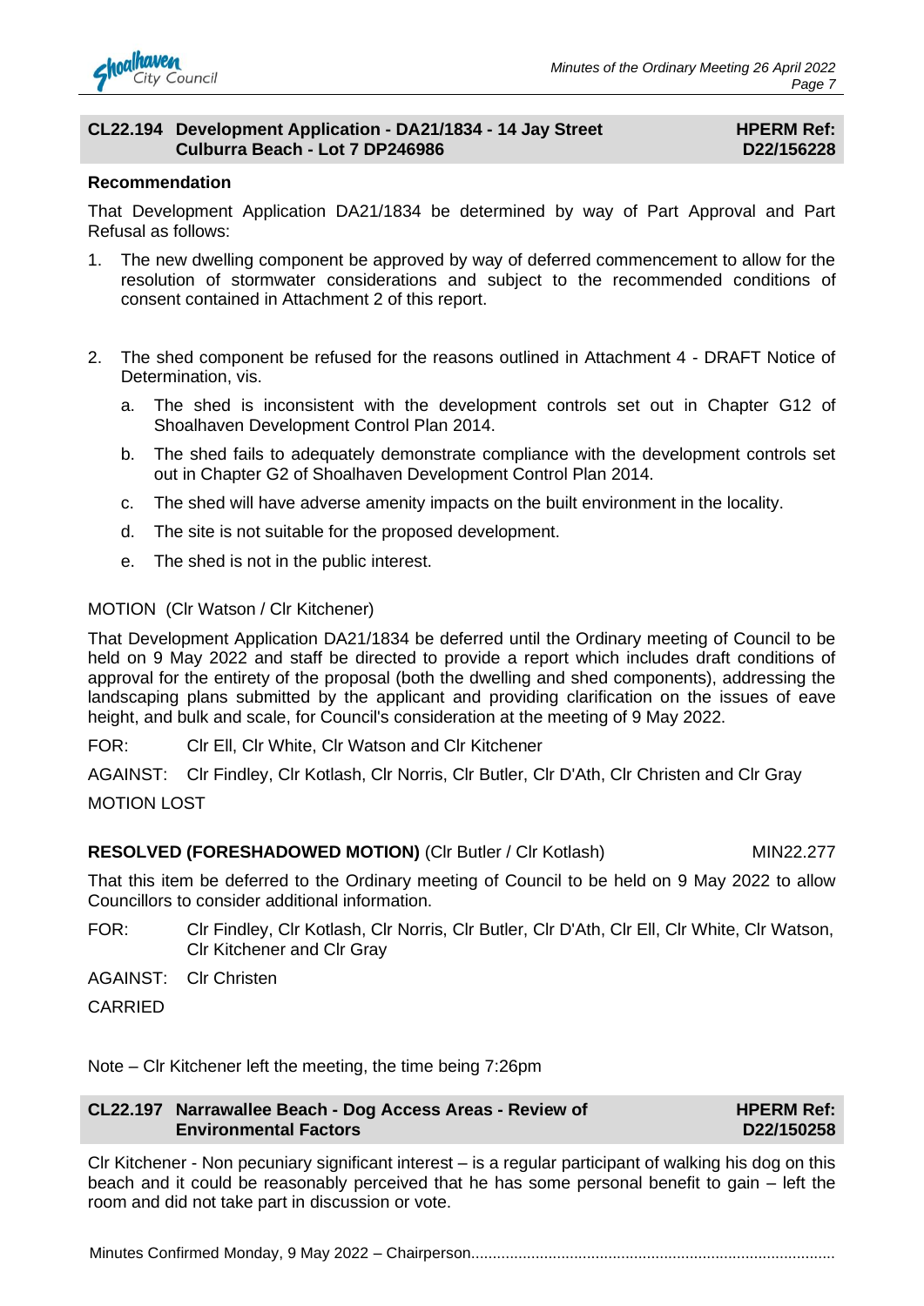## CL22.194 Development Application - DA21/1834 - 14 Jay Street Culburra Beach - Lot 7 DP246986

**HPERM Ref: D22/156228**

**Recommendation**

That Development Application DA21/1834 be determined by way of Part Approval and Part Refusal as follows:

1. The new dwelling component be approved by way of deferred commencement to allow for the resolution of stormwater considerations and subject to the recommended conditions of consent contained in Attachment 2 of this report.

2. The shed component be refused for the reasons outlined in Attachment 4 - DRAFT Notice of Determination, vis.

   a. The shed is inconsistent with the development controls set out in Chapter G12 of Shoalhaven Development Control Plan 2014.

   b. The shed fails to adequately demonstrate compliance with the development controls set out in Chapter G2 of Shoalhaven Development Control Plan 2014.

   c. The shed will have adverse amenity impacts on the built environment in the locality.

   d. The site is not suitable for the proposed development.

   e. The shed is not in the public interest.

MOTION (Clr Watson / Clr Kitchener)

That Development Application DA21/1834 be deferred until the Ordinary meeting of Council to be held on 9 May 2022 and staff be directed to provide a report which includes draft conditions of approval for the entirety of the proposal (both the dwelling and shed components), addressing the landscaping plans submitted by the applicant and providing clarification on the issues of eave height, and bulk and scale, for Council's consideration at the meeting of 9 May 2022.

FOR: Clr Ell, Clr White, Clr Watson and Clr Kitchener

AGAINST: Clr Findley, Clr Kotlash, Clr Norris, Clr Butler, Clr D'Ath, Clr Christen and Clr Gray

MOTION LOST

**RESOLVED (FORESHADOWED MOTION)** (Clr Butler / Clr Kotlash) MIN22.277

That this item be deferred to the Ordinary meeting of Council to be held on 9 May 2022 to allow Councillors to consider additional information.

FOR: Clr Findley, Clr Kotlash, Clr Norris, Clr Butler, Clr D'Ath, Clr Ell, Clr White, Clr Watson, Clr Kitchener and Clr Gray

AGAINST: Clr Christen

CARRIED

Note – Clr Kitchener left the meeting, the time being 7:26pm

## CL22.197 Narrawallee Beach - Dog Access Areas - Review of Environmental Factors

**HPERM Ref: D22/150258**

Clr Kitchener - Non pecuniary significant interest – is a regular participant of walking his dog on this beach and it could be reasonably perceived that he has some personal benefit to gain – left the room and did not take part in discussion or vote.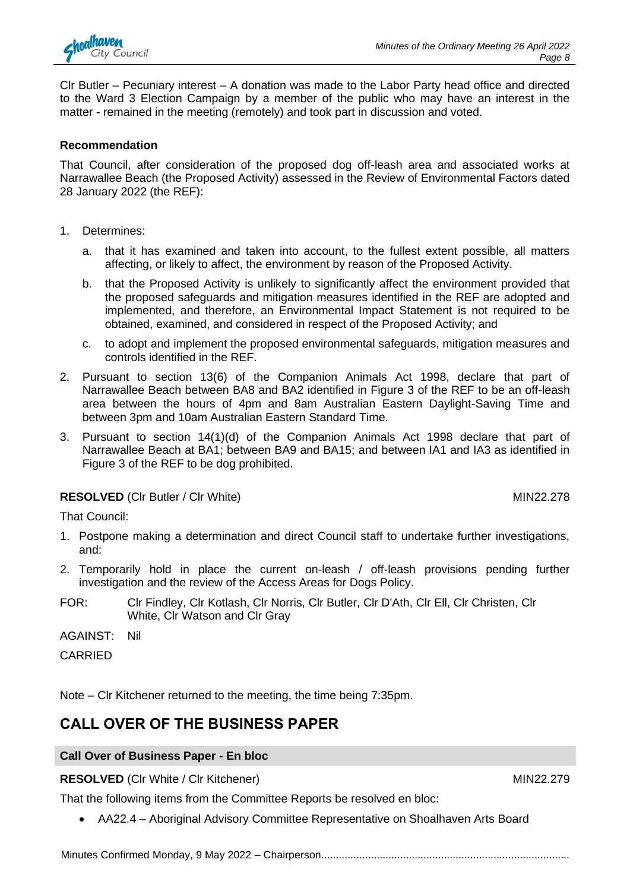Clr Butler – Pecuniary interest – A donation was made to the Labor Party head office and directed to the Ward 3 Election Campaign by a member of the public who may have an interest in the matter - remained in the meeting (remotely) and took part in discussion and voted.

**Recommendation**

That Council, after consideration of the proposed dog off-leash area and associated works at Narrawallee Beach (the Proposed Activity) assessed in the Review of Environmental Factors dated 28 January 2022 (the REF):

1. Determines:
   a. that it has examined and taken into account, to the fullest extent possible, all matters affecting, or likely to affect, the environment by reason of the Proposed Activity.
   b. that the Proposed Activity is unlikely to significantly affect the environment provided that the proposed safeguards and mitigation measures identified in the REF are adopted and implemented, and therefore, an Environmental Impact Statement is not required to be obtained, examined, and considered in respect of the Proposed Activity; and
   c. to adopt and implement the proposed environmental safeguards, mitigation measures and controls identified in the REF.
2. Pursuant to section 13(6) of the Companion Animals Act 1998, declare that part of Narrawallee Beach between BA8 and BA2 identified in Figure 3 of the REF to be an off-leash area between the hours of 4pm and 8am Australian Eastern Daylight-Saving Time and between 3pm and 10am Australian Eastern Standard Time.
3. Pursuant to section 14(1)(d) of the Companion Animals Act 1998 declare that part of Narrawallee Beach at BA1; between BA9 and BA15; and between IA1 and IA3 as identified in Figure 3 of the REF to be dog prohibited.

**RESOLVED** (Clr Butler / Clr White) MIN22.278

That Council:

1. Postpone making a determination and direct Council staff to undertake further investigations, and:
2. Temporarily hold in place the current on-leash / off-leash provisions pending further investigation and the review of the Access Areas for Dogs Policy.

FOR: Clr Findley, Clr Kotlash, Clr Norris, Clr Butler, Clr D'Ath, Clr Ell, Clr Christen, Clr White, Clr Watson and Clr Gray

AGAINST: Nil

CARRIED

Note – Clr Kitchener returned to the meeting, the time being 7:35pm.

# CALL OVER OF THE BUSINESS PAPER

**Call Over of Business Paper - En bloc**

**RESOLVED** (Clr White / Clr Kitchener) MIN22.279

That the following items from the Committee Reports be resolved en bloc:

- AA22.4 – Aboriginal Advisory Committee Representative on Shoalhaven Arts Board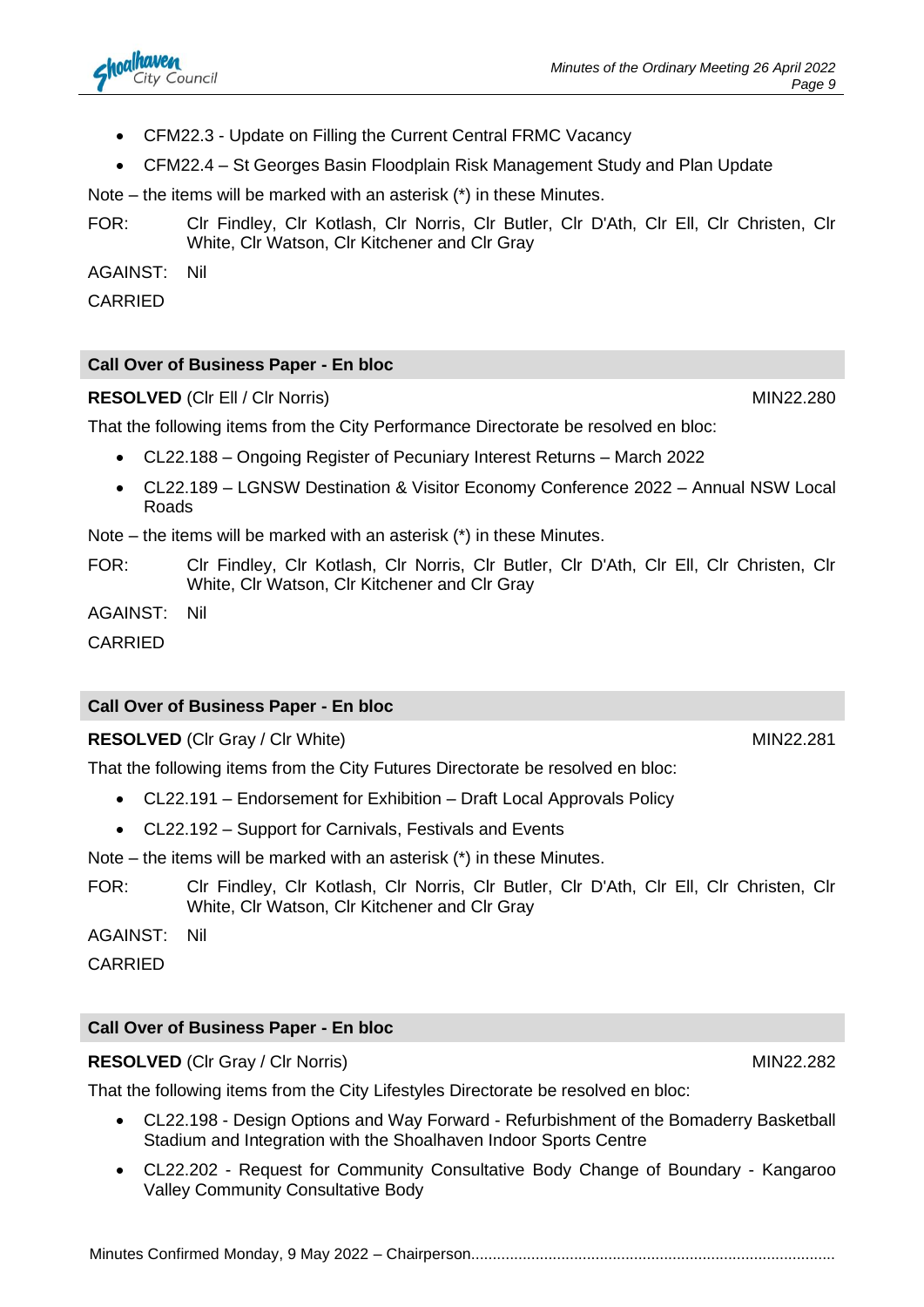- CFM22.3 - Update on Filling the Current Central FRMC Vacancy
- CFM22.4 – St Georges Basin Floodplain Risk Management Study and Plan Update

Note – the items will be marked with an asterisk (*) in these Minutes.

FOR: Clr Findley, Clr Kotlash, Clr Norris, Clr Butler, Clr D'Ath, Clr Ell, Clr Christen, Clr White, Clr Watson, Clr Kitchener and Clr Gray

AGAINST: Nil

CARRIED

## Call Over of Business Paper - En bloc

**RESOLVED** (Clr Ell / Clr Norris) MIN22.280

That the following items from the City Performance Directorate be resolved en bloc:

- CL22.188 – Ongoing Register of Pecuniary Interest Returns – March 2022
- CL22.189 – LGNSW Destination & Visitor Economy Conference 2022 – Annual NSW Local Roads

Note – the items will be marked with an asterisk (*) in these Minutes.

FOR: Clr Findley, Clr Kotlash, Clr Norris, Clr Butler, Clr D'Ath, Clr Ell, Clr Christen, Clr White, Clr Watson, Clr Kitchener and Clr Gray

AGAINST: Nil

CARRIED

## Call Over of Business Paper - En bloc

**RESOLVED** (Clr Gray / Clr White) MIN22.281

That the following items from the City Futures Directorate be resolved en bloc:

- CL22.191 – Endorsement for Exhibition – Draft Local Approvals Policy
- CL22.192 – Support for Carnivals, Festivals and Events

Note – the items will be marked with an asterisk (*) in these Minutes.

FOR: Clr Findley, Clr Kotlash, Clr Norris, Clr Butler, Clr D'Ath, Clr Ell, Clr Christen, Clr White, Clr Watson, Clr Kitchener and Clr Gray

AGAINST: Nil

CARRIED

## Call Over of Business Paper - En bloc

**RESOLVED** (Clr Gray / Clr Norris) MIN22.282

That the following items from the City Lifestyles Directorate be resolved en bloc:

- CL22.198 - Design Options and Way Forward - Refurbishment of the Bomaderry Basketball Stadium and Integration with the Shoalhaven Indoor Sports Centre
- CL22.202 - Request for Community Consultative Body Change of Boundary - Kangaroo Valley Community Consultative Body

Minutes Confirmed Monday, 9 May 2022 – Chairperson....................................................................................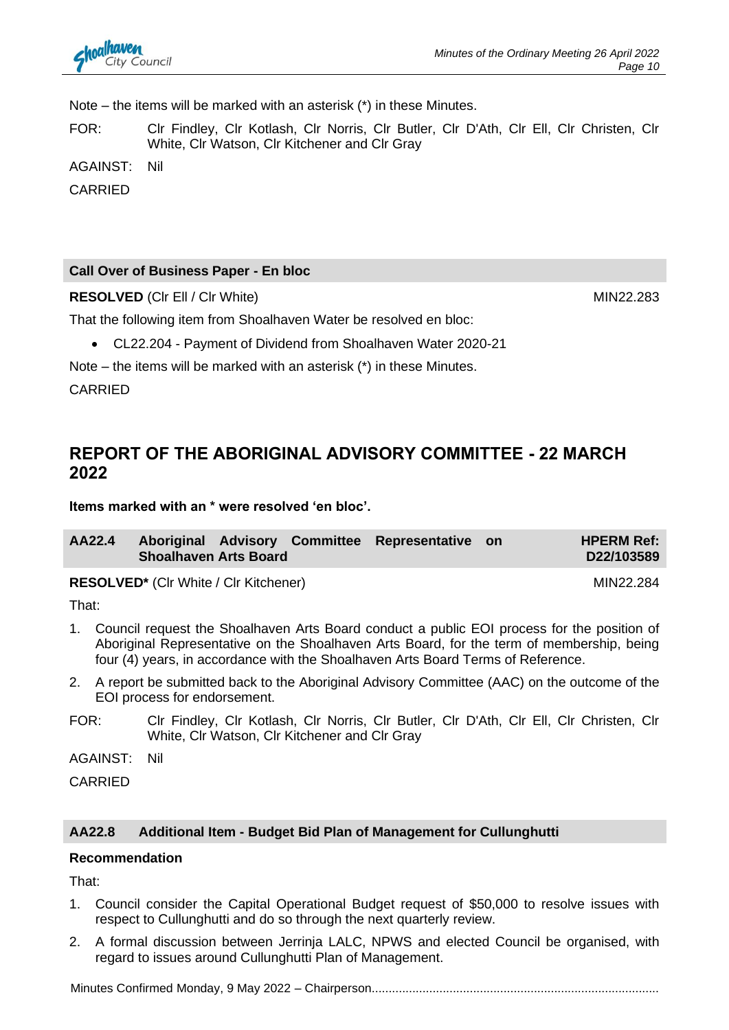Note – the items will be marked with an asterisk (*) in these Minutes.

FOR: Clr Findley, Clr Kotlash, Clr Norris, Clr Butler, Clr D'Ath, Clr Ell, Clr Christen, Clr White, Clr Watson, Clr Kitchener and Clr Gray

AGAINST: Nil

CARRIED

### Call Over of Business Paper - En bloc

**RESOLVED** (Clr Ell / Clr White) MIN22.283

That the following item from Shoalhaven Water be resolved en bloc:

- CL22.204 - Payment of Dividend from Shoalhaven Water 2020-21

Note – the items will be marked with an asterisk (*) in these Minutes.

CARRIED

## REPORT OF THE ABORIGINAL ADVISORY COMMITTEE - 22 MARCH 2022

**Items marked with an * were resolved 'en bloc'.**

### AA22.4 Aboriginal Advisory Committee Representative on Shoalhaven Arts Board — HPERM Ref: D22/103589

**RESOLVED*** (Clr White / Clr Kitchener) MIN22.284

That:

1. Council request the Shoalhaven Arts Board conduct a public EOI process for the position of Aboriginal Representative on the Shoalhaven Arts Board, for the term of membership, being four (4) years, in accordance with the Shoalhaven Arts Board Terms of Reference.
2. A report be submitted back to the Aboriginal Advisory Committee (AAC) on the outcome of the EOI process for endorsement.

FOR: Clr Findley, Clr Kotlash, Clr Norris, Clr Butler, Clr D'Ath, Clr Ell, Clr Christen, Clr White, Clr Watson, Clr Kitchener and Clr Gray

AGAINST: Nil

CARRIED

### AA22.8 Additional Item - Budget Bid Plan of Management for Cullunghutti

**Recommendation**

That:

1. Council consider the Capital Operational Budget request of $50,000 to resolve issues with respect to Cullunghutti and do so through the next quarterly review.
2. A formal discussion between Jerrinja LALC, NPWS and elected Council be organised, with regard to issues around Cullunghutti Plan of Management.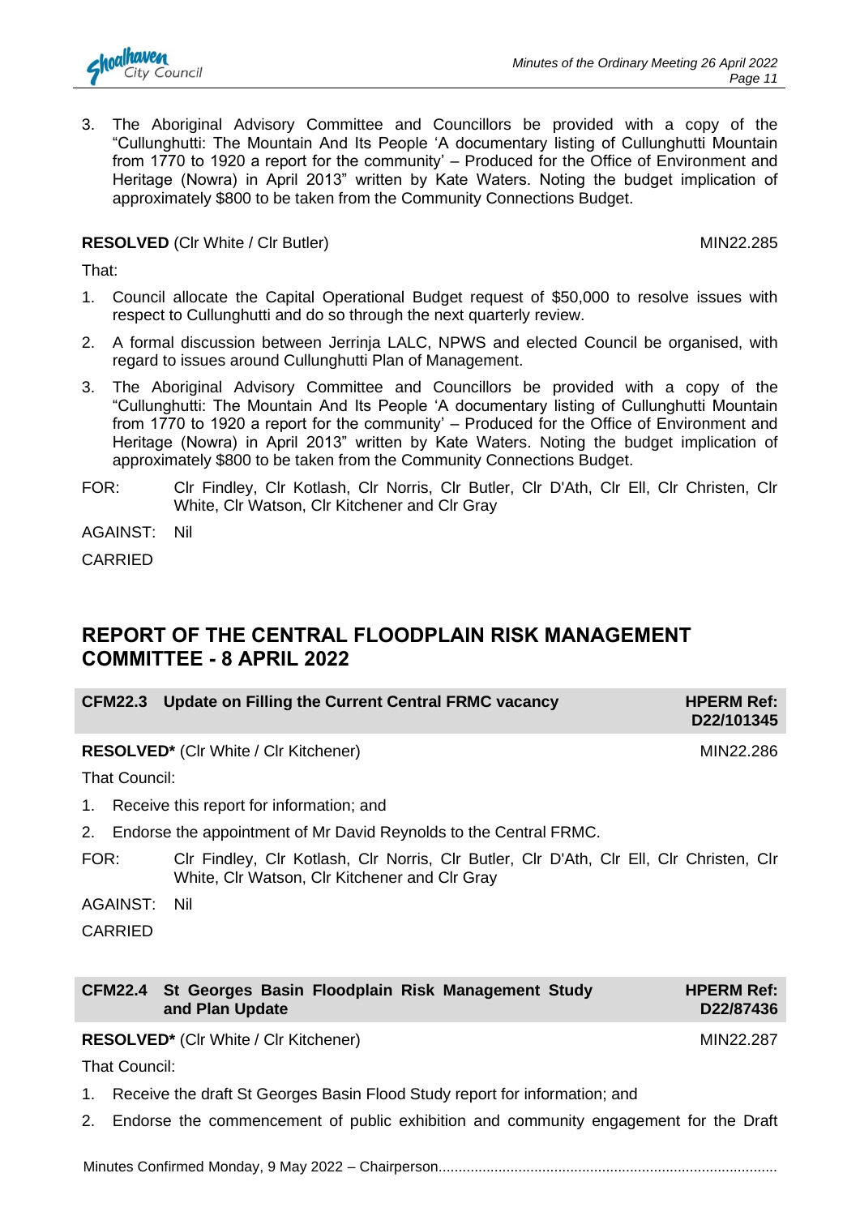3. The Aboriginal Advisory Committee and Councillors be provided with a copy of the "Cullunghutti: The Mountain And Its People 'A documentary listing of Cullunghutti Mountain from 1770 to 1920 a report for the community' – Produced for the Office of Environment and Heritage (Nowra) in April 2013" written by Kate Waters. Noting the budget implication of approximately $800 to be taken from the Community Connections Budget.

**RESOLVED** (Clr White / Clr Butler) MIN22.285

That:

1. Council allocate the Capital Operational Budget request of $50,000 to resolve issues with respect to Cullunghutti and do so through the next quarterly review.
2. A formal discussion between Jerrinja LALC, NPWS and elected Council be organised, with regard to issues around Cullunghutti Plan of Management.
3. The Aboriginal Advisory Committee and Councillors be provided with a copy of the "Cullunghutti: The Mountain And Its People 'A documentary listing of Cullunghutti Mountain from 1770 to 1920 a report for the community' – Produced for the Office of Environment and Heritage (Nowra) in April 2013" written by Kate Waters. Noting the budget implication of approximately $800 to be taken from the Community Connections Budget.

FOR: Clr Findley, Clr Kotlash, Clr Norris, Clr Butler, Clr D'Ath, Clr Ell, Clr Christen, Clr White, Clr Watson, Clr Kitchener and Clr Gray

AGAINST: Nil

CARRIED

## REPORT OF THE CENTRAL FLOODPLAIN RISK MANAGEMENT COMMITTEE - 8 APRIL 2022

### CFM22.3 Update on Filling the Current Central FRMC vacancy — HPERM Ref: D22/101345

**RESOLVED*** (Clr White / Clr Kitchener) MIN22.286

That Council:

1. Receive this report for information; and
2. Endorse the appointment of Mr David Reynolds to the Central FRMC.

FOR: Clr Findley, Clr Kotlash, Clr Norris, Clr Butler, Clr D'Ath, Clr Ell, Clr Christen, Clr White, Clr Watson, Clr Kitchener and Clr Gray

AGAINST: Nil

CARRIED

### CFM22.4 St Georges Basin Floodplain Risk Management Study and Plan Update — HPERM Ref: D22/87436

**RESOLVED*** (Clr White / Clr Kitchener) MIN22.287

That Council:

1. Receive the draft St Georges Basin Flood Study report for information; and
2. Endorse the commencement of public exhibition and community engagement for the Draft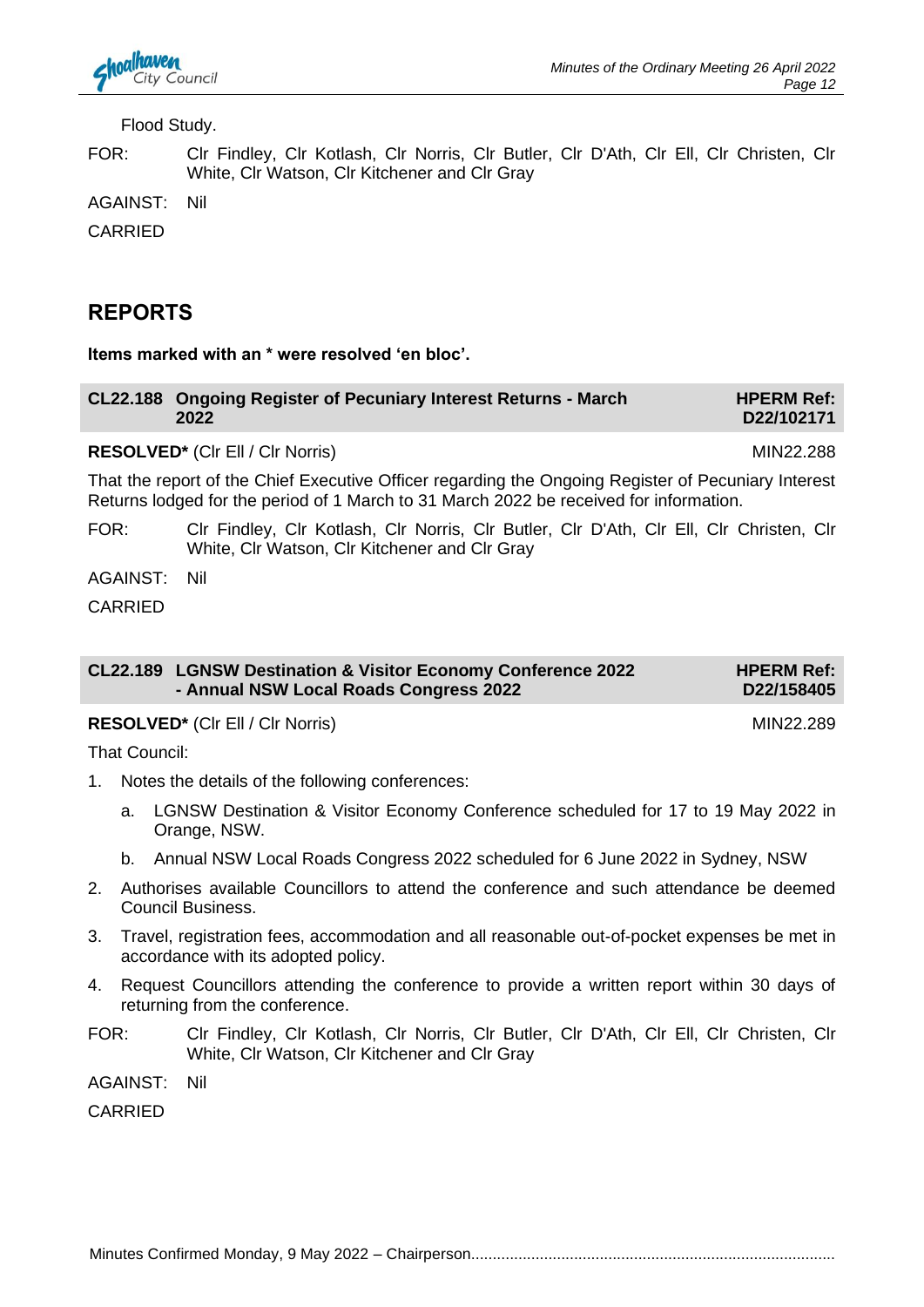Flood Study.

FOR: Clr Findley, Clr Kotlash, Clr Norris, Clr Butler, Clr D'Ath, Clr Ell, Clr Christen, Clr White, Clr Watson, Clr Kitchener and Clr Gray

AGAINST: Nil

CARRIED

## REPORTS

**Items marked with an * were resolved 'en bloc'.**

### CL22.188 Ongoing Register of Pecuniary Interest Returns - March 2022 — HPERM Ref: D22/102171

**RESOLVED*** (Clr Ell / Clr Norris) MIN22.288

That the report of the Chief Executive Officer regarding the Ongoing Register of Pecuniary Interest Returns lodged for the period of 1 March to 31 March 2022 be received for information.

FOR: Clr Findley, Clr Kotlash, Clr Norris, Clr Butler, Clr D'Ath, Clr Ell, Clr Christen, Clr White, Clr Watson, Clr Kitchener and Clr Gray

AGAINST: Nil

CARRIED

### CL22.189 LGNSW Destination & Visitor Economy Conference 2022 - Annual NSW Local Roads Congress 2022 — HPERM Ref: D22/158405

**RESOLVED*** (Clr Ell / Clr Norris) MIN22.289

That Council:

1. Notes the details of the following conferences:
   a. LGNSW Destination & Visitor Economy Conference scheduled for 17 to 19 May 2022 in Orange, NSW.
   b. Annual NSW Local Roads Congress 2022 scheduled for 6 June 2022 in Sydney, NSW
2. Authorises available Councillors to attend the conference and such attendance be deemed Council Business.
3. Travel, registration fees, accommodation and all reasonable out-of-pocket expenses be met in accordance with its adopted policy.
4. Request Councillors attending the conference to provide a written report within 30 days of returning from the conference.

FOR: Clr Findley, Clr Kotlash, Clr Norris, Clr Butler, Clr D'Ath, Clr Ell, Clr Christen, Clr White, Clr Watson, Clr Kitchener and Clr Gray

AGAINST: Nil

CARRIED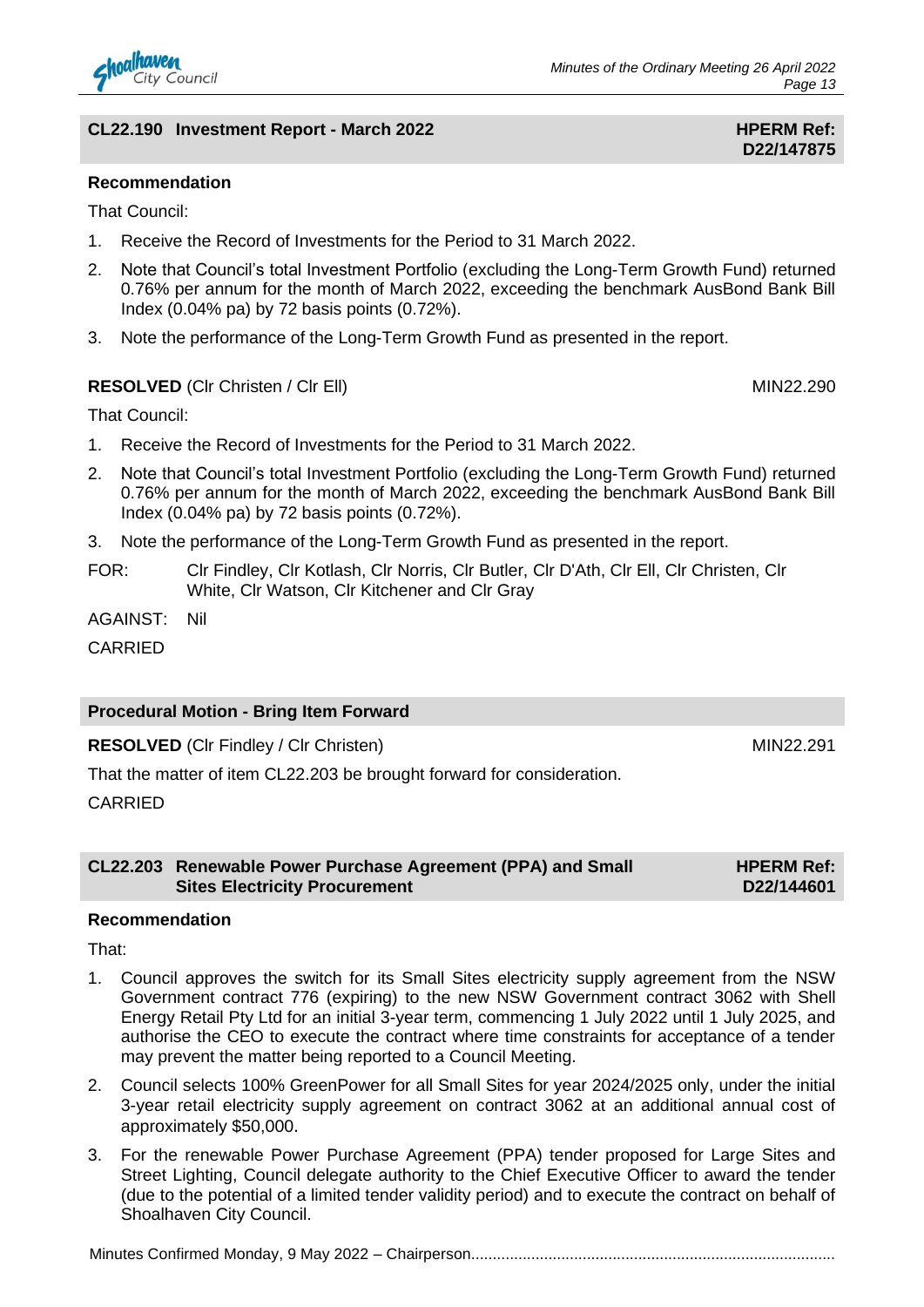## CL22.190 Investment Report - March 2022

**HPERM Ref: D22/147875**

**Recommendation**

That Council:

1. Receive the Record of Investments for the Period to 31 March 2022.
2. Note that Council's total Investment Portfolio (excluding the Long-Term Growth Fund) returned 0.76% per annum for the month of March 2022, exceeding the benchmark AusBond Bank Bill Index (0.04% pa) by 72 basis points (0.72%).
3. Note the performance of the Long-Term Growth Fund as presented in the report.

**RESOLVED** (Clr Christen / Clr Ell) MIN22.290

That Council:

1. Receive the Record of Investments for the Period to 31 March 2022.
2. Note that Council's total Investment Portfolio (excluding the Long-Term Growth Fund) returned 0.76% per annum for the month of March 2022, exceeding the benchmark AusBond Bank Bill Index (0.04% pa) by 72 basis points (0.72%).
3. Note the performance of the Long-Term Growth Fund as presented in the report.

FOR: Clr Findley, Clr Kotlash, Clr Norris, Clr Butler, Clr D'Ath, Clr Ell, Clr Christen, Clr White, Clr Watson, Clr Kitchener and Clr Gray

AGAINST: Nil

CARRIED

## Procedural Motion - Bring Item Forward

**RESOLVED** (Clr Findley / Clr Christen) MIN22.291

That the matter of item CL22.203 be brought forward for consideration.

CARRIED

## CL22.203 Renewable Power Purchase Agreement (PPA) and Small Sites Electricity Procurement

**HPERM Ref: D22/144601**

**Recommendation**

That:

1. Council approves the switch for its Small Sites electricity supply agreement from the NSW Government contract 776 (expiring) to the new NSW Government contract 3062 with Shell Energy Retail Pty Ltd for an initial 3-year term, commencing 1 July 2022 until 1 July 2025, and authorise the CEO to execute the contract where time constraints for acceptance of a tender may prevent the matter being reported to a Council Meeting.
2. Council selects 100% GreenPower for all Small Sites for year 2024/2025 only, under the initial 3-year retail electricity supply agreement on contract 3062 at an additional annual cost of approximately $50,000.
3. For the renewable Power Purchase Agreement (PPA) tender proposed for Large Sites and Street Lighting, Council delegate authority to the Chief Executive Officer to award the tender (due to the potential of a limited tender validity period) and to execute the contract on behalf of Shoalhaven City Council.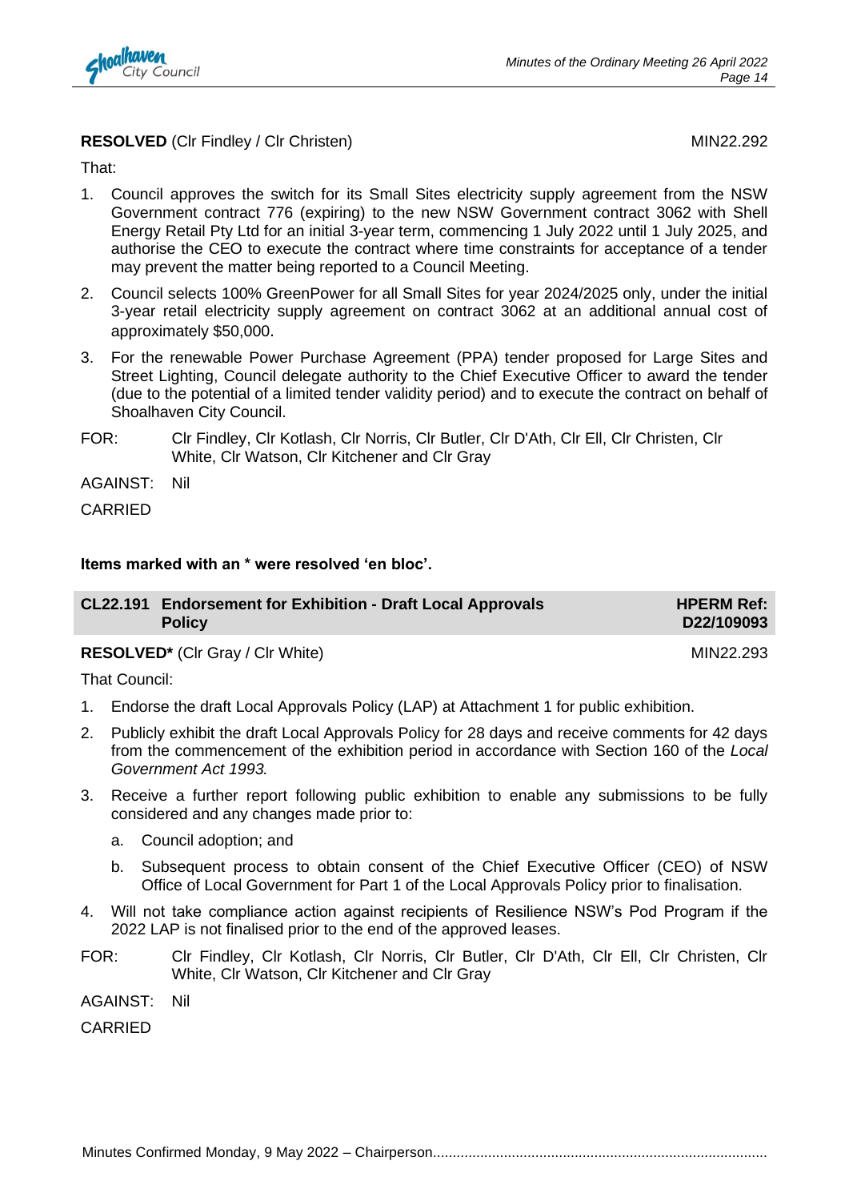**RESOLVED** (Clr Findley / Clr Christen) MIN22.292

That:

1. Council approves the switch for its Small Sites electricity supply agreement from the NSW Government contract 776 (expiring) to the new NSW Government contract 3062 with Shell Energy Retail Pty Ltd for an initial 3-year term, commencing 1 July 2022 until 1 July 2025, and authorise the CEO to execute the contract where time constraints for acceptance of a tender may prevent the matter being reported to a Council Meeting.
2. Council selects 100% GreenPower for all Small Sites for year 2024/2025 only, under the initial 3-year retail electricity supply agreement on contract 3062 at an additional annual cost of approximately $50,000.
3. For the renewable Power Purchase Agreement (PPA) tender proposed for Large Sites and Street Lighting, Council delegate authority to the Chief Executive Officer to award the tender (due to the potential of a limited tender validity period) and to execute the contract on behalf of Shoalhaven City Council.

FOR: Clr Findley, Clr Kotlash, Clr Norris, Clr Butler, Clr D'Ath, Clr Ell, Clr Christen, Clr White, Clr Watson, Clr Kitchener and Clr Gray

AGAINST: Nil

CARRIED

**Items marked with an * were resolved 'en bloc'.**

## CL22.191 Endorsement for Exhibition - Draft Local Approvals Policy

**HPERM Ref: D22/109093**

**RESOLVED*** (Clr Gray / Clr White) MIN22.293

That Council:

1. Endorse the draft Local Approvals Policy (LAP) at Attachment 1 for public exhibition.
2. Publicly exhibit the draft Local Approvals Policy for 28 days and receive comments for 42 days from the commencement of the exhibition period in accordance with Section 160 of the *Local Government Act 1993.*
3. Receive a further report following public exhibition to enable any submissions to be fully considered and any changes made prior to:
   a. Council adoption; and
   b. Subsequent process to obtain consent of the Chief Executive Officer (CEO) of NSW Office of Local Government for Part 1 of the Local Approvals Policy prior to finalisation.
4. Will not take compliance action against recipients of Resilience NSW's Pod Program if the 2022 LAP is not finalised prior to the end of the approved leases.

FOR: Clr Findley, Clr Kotlash, Clr Norris, Clr Butler, Clr D'Ath, Clr Ell, Clr Christen, Clr White, Clr Watson, Clr Kitchener and Clr Gray

AGAINST: Nil

CARRIED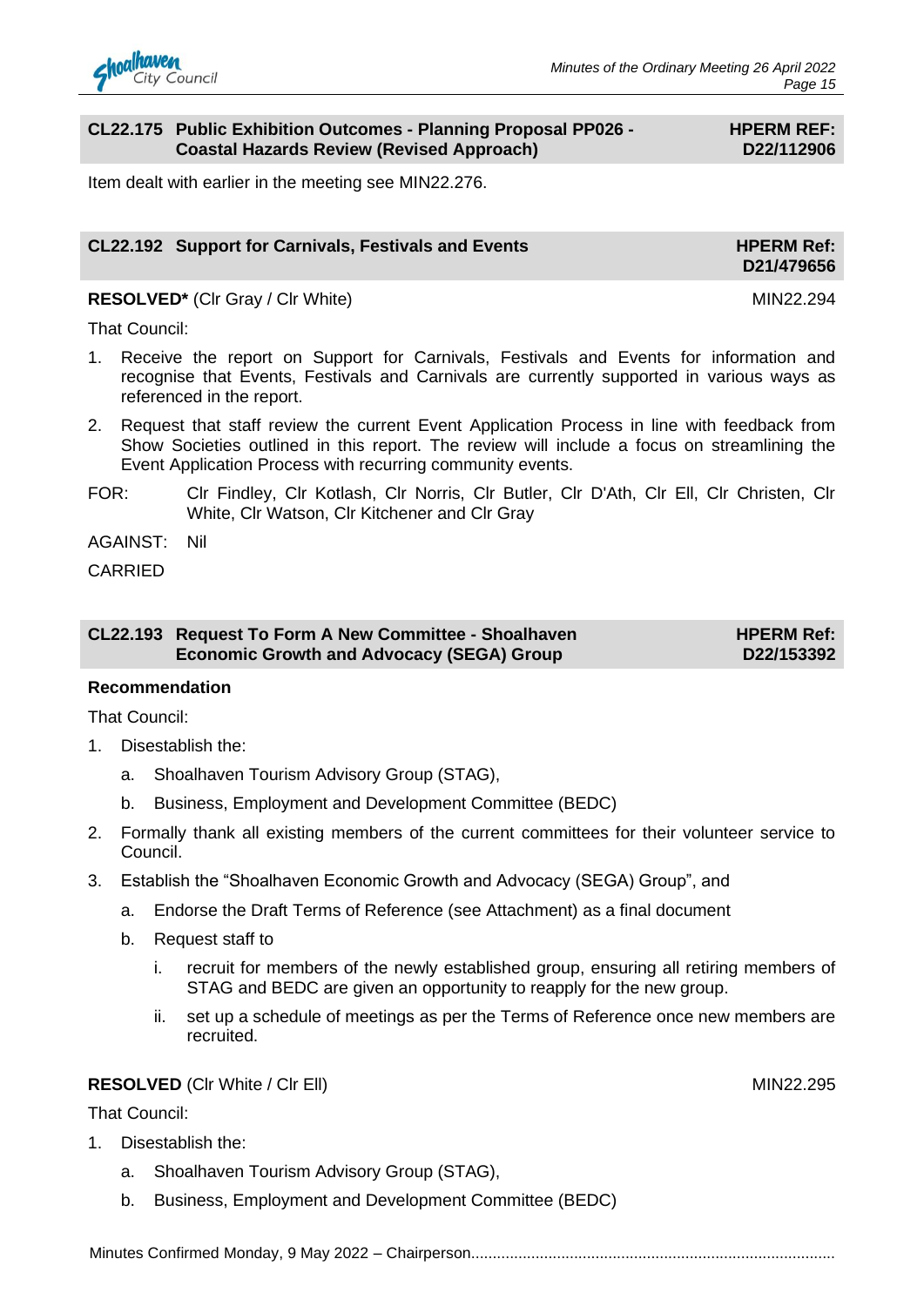## CL22.175 Public Exhibition Outcomes - Planning Proposal PP026 - Coastal Hazards Review (Revised Approach)

**HPERM REF: D22/112906**

Item dealt with earlier in the meeting see MIN22.276.

## CL22.192 Support for Carnivals, Festivals and Events

**HPERM Ref: D21/479656**

**RESOLVED*** (Clr Gray / Clr White) MIN22.294

That Council:

1. Receive the report on Support for Carnivals, Festivals and Events for information and recognise that Events, Festivals and Carnivals are currently supported in various ways as referenced in the report.
2. Request that staff review the current Event Application Process in line with feedback from Show Societies outlined in this report. The review will include a focus on streamlining the Event Application Process with recurring community events.

FOR: Clr Findley, Clr Kotlash, Clr Norris, Clr Butler, Clr D'Ath, Clr Ell, Clr Christen, Clr White, Clr Watson, Clr Kitchener and Clr Gray

AGAINST: Nil

CARRIED

## CL22.193 Request To Form A New Committee - Shoalhaven Economic Growth and Advocacy (SEGA) Group

**HPERM Ref: D22/153392**

**Recommendation**

That Council:

1. Disestablish the:
   a. Shoalhaven Tourism Advisory Group (STAG),
   b. Business, Employment and Development Committee (BEDC)
2. Formally thank all existing members of the current committees for their volunteer service to Council.
3. Establish the "Shoalhaven Economic Growth and Advocacy (SEGA) Group", and
   a. Endorse the Draft Terms of Reference (see Attachment) as a final document
   b. Request staff to
      i. recruit for members of the newly established group, ensuring all retiring members of STAG and BEDC are given an opportunity to reapply for the new group.
      ii. set up a schedule of meetings as per the Terms of Reference once new members are recruited.

**RESOLVED** (Clr White / Clr Ell) MIN22.295

That Council:

1. Disestablish the:
   a. Shoalhaven Tourism Advisory Group (STAG),
   b. Business, Employment and Development Committee (BEDC)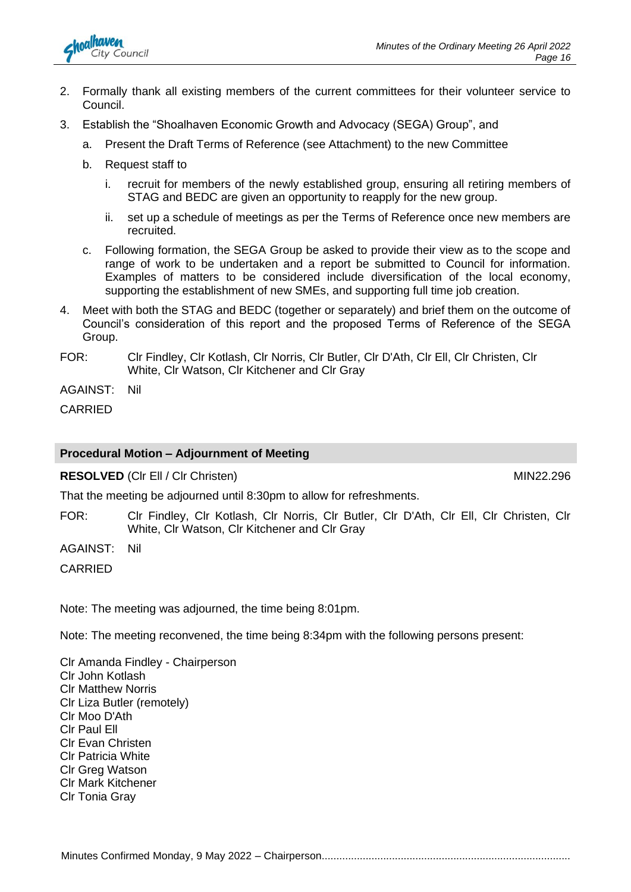2. Formally thank all existing members of the current committees for their volunteer service to Council.
3. Establish the "Shoalhaven Economic Growth and Advocacy (SEGA) Group", and
   a. Present the Draft Terms of Reference (see Attachment) to the new Committee
   b. Request staff to
      i. recruit for members of the newly established group, ensuring all retiring members of STAG and BEDC are given an opportunity to reapply for the new group.
      ii. set up a schedule of meetings as per the Terms of Reference once new members are recruited.
   c. Following formation, the SEGA Group be asked to provide their view as to the scope and range of work to be undertaken and a report be submitted to Council for information. Examples of matters to be considered include diversification of the local economy, supporting the establishment of new SMEs, and supporting full time job creation.
4. Meet with both the STAG and BEDC (together or separately) and brief them on the outcome of Council's consideration of this report and the proposed Terms of Reference of the SEGA Group.

FOR: Clr Findley, Clr Kotlash, Clr Norris, Clr Butler, Clr D'Ath, Clr Ell, Clr Christen, Clr White, Clr Watson, Clr Kitchener and Clr Gray

AGAINST: Nil

CARRIED

## Procedural Motion – Adjournment of Meeting

**RESOLVED** (Clr Ell / Clr Christen) MIN22.296

That the meeting be adjourned until 8:30pm to allow for refreshments.

FOR: Clr Findley, Clr Kotlash, Clr Norris, Clr Butler, Clr D'Ath, Clr Ell, Clr Christen, Clr White, Clr Watson, Clr Kitchener and Clr Gray

AGAINST: Nil

CARRIED

Note: The meeting was adjourned, the time being 8:01pm.

Note: The meeting reconvened, the time being 8:34pm with the following persons present:

Clr Amanda Findley - Chairperson
Clr John Kotlash
Clr Matthew Norris
Clr Liza Butler (remotely)
Clr Moo D'Ath
Clr Paul Ell
Clr Evan Christen
Clr Patricia White
Clr Greg Watson
Clr Mark Kitchener
Clr Tonia Gray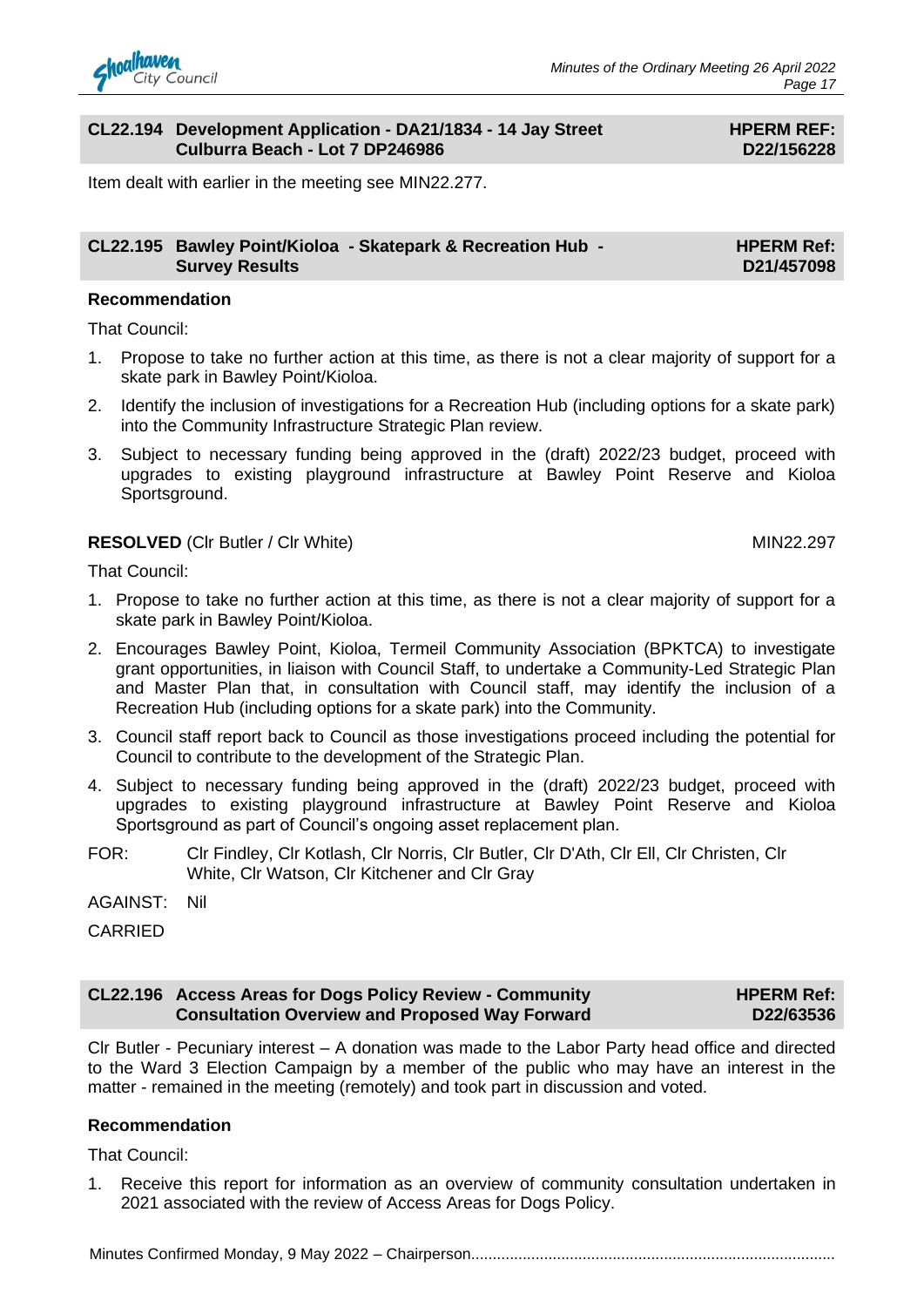## CL22.194 Development Application - DA21/1834 - 14 Jay Street Culburra Beach - Lot 7 DP246986

**HPERM REF: D22/156228**

Item dealt with earlier in the meeting see MIN22.277.

## CL22.195 Bawley Point/Kioloa - Skatepark & Recreation Hub - Survey Results

**HPERM Ref: D21/457098**

**Recommendation**

That Council:

1. Propose to take no further action at this time, as there is not a clear majority of support for a skate park in Bawley Point/Kioloa.
2. Identify the inclusion of investigations for a Recreation Hub (including options for a skate park) into the Community Infrastructure Strategic Plan review.
3. Subject to necessary funding being approved in the (draft) 2022/23 budget, proceed with upgrades to existing playground infrastructure at Bawley Point Reserve and Kioloa Sportsground.

**RESOLVED** (Clr Butler / Clr White) MIN22.297

That Council:

1. Propose to take no further action at this time, as there is not a clear majority of support for a skate park in Bawley Point/Kioloa.
2. Encourages Bawley Point, Kioloa, Termeil Community Association (BPKTCA) to investigate grant opportunities, in liaison with Council Staff, to undertake a Community-Led Strategic Plan and Master Plan that, in consultation with Council staff, may identify the inclusion of a Recreation Hub (including options for a skate park) into the Community.
3. Council staff report back to Council as those investigations proceed including the potential for Council to contribute to the development of the Strategic Plan.
4. Subject to necessary funding being approved in the (draft) 2022/23 budget, proceed with upgrades to existing playground infrastructure at Bawley Point Reserve and Kioloa Sportsground as part of Council's ongoing asset replacement plan.

FOR: Clr Findley, Clr Kotlash, Clr Norris, Clr Butler, Clr D'Ath, Clr Ell, Clr Christen, Clr White, Clr Watson, Clr Kitchener and Clr Gray

AGAINST: Nil

CARRIED

## CL22.196 Access Areas for Dogs Policy Review - Community Consultation Overview and Proposed Way Forward

**HPERM Ref: D22/63536**

Clr Butler - Pecuniary interest – A donation was made to the Labor Party head office and directed to the Ward 3 Election Campaign by a member of the public who may have an interest in the matter - remained in the meeting (remotely) and took part in discussion and voted.

**Recommendation**

That Council:

1. Receive this report for information as an overview of community consultation undertaken in 2021 associated with the review of Access Areas for Dogs Policy.

Minutes Confirmed Monday, 9 May 2022 – Chairperson....................................................................................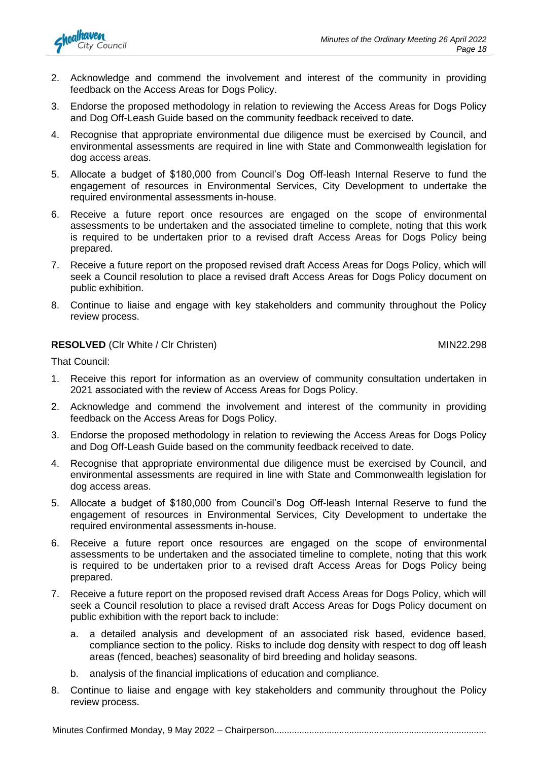2. Acknowledge and commend the involvement and interest of the community in providing feedback on the Access Areas for Dogs Policy.
3. Endorse the proposed methodology in relation to reviewing the Access Areas for Dogs Policy and Dog Off-Leash Guide based on the community feedback received to date.
4. Recognise that appropriate environmental due diligence must be exercised by Council, and environmental assessments are required in line with State and Commonwealth legislation for dog access areas.
5. Allocate a budget of $180,000 from Council's Dog Off-leash Internal Reserve to fund the engagement of resources in Environmental Services, City Development to undertake the required environmental assessments in-house.
6. Receive a future report once resources are engaged on the scope of environmental assessments to be undertaken and the associated timeline to complete, noting that this work is required to be undertaken prior to a revised draft Access Areas for Dogs Policy being prepared.
7. Receive a future report on the proposed revised draft Access Areas for Dogs Policy, which will seek a Council resolution to place a revised draft Access Areas for Dogs Policy document on public exhibition.
8. Continue to liaise and engage with key stakeholders and community throughout the Policy review process.

**RESOLVED** (Clr White / Clr Christen) MIN22.298

That Council:

1. Receive this report for information as an overview of community consultation undertaken in 2021 associated with the review of Access Areas for Dogs Policy.
2. Acknowledge and commend the involvement and interest of the community in providing feedback on the Access Areas for Dogs Policy.
3. Endorse the proposed methodology in relation to reviewing the Access Areas for Dogs Policy and Dog Off-Leash Guide based on the community feedback received to date.
4. Recognise that appropriate environmental due diligence must be exercised by Council, and environmental assessments are required in line with State and Commonwealth legislation for dog access areas.
5. Allocate a budget of $180,000 from Council's Dog Off-leash Internal Reserve to fund the engagement of resources in Environmental Services, City Development to undertake the required environmental assessments in-house.
6. Receive a future report once resources are engaged on the scope of environmental assessments to be undertaken and the associated timeline to complete, noting that this work is required to be undertaken prior to a revised draft Access Areas for Dogs Policy being prepared.
7. Receive a future report on the proposed revised draft Access Areas for Dogs Policy, which will seek a Council resolution to place a revised draft Access Areas for Dogs Policy document on public exhibition with the report back to include:
   a. a detailed analysis and development of an associated risk based, evidence based, compliance section to the policy. Risks to include dog density with respect to dog off leash areas (fenced, beaches) seasonality of bird breeding and holiday seasons.
   b. analysis of the financial implications of education and compliance.
8. Continue to liaise and engage with key stakeholders and community throughout the Policy review process.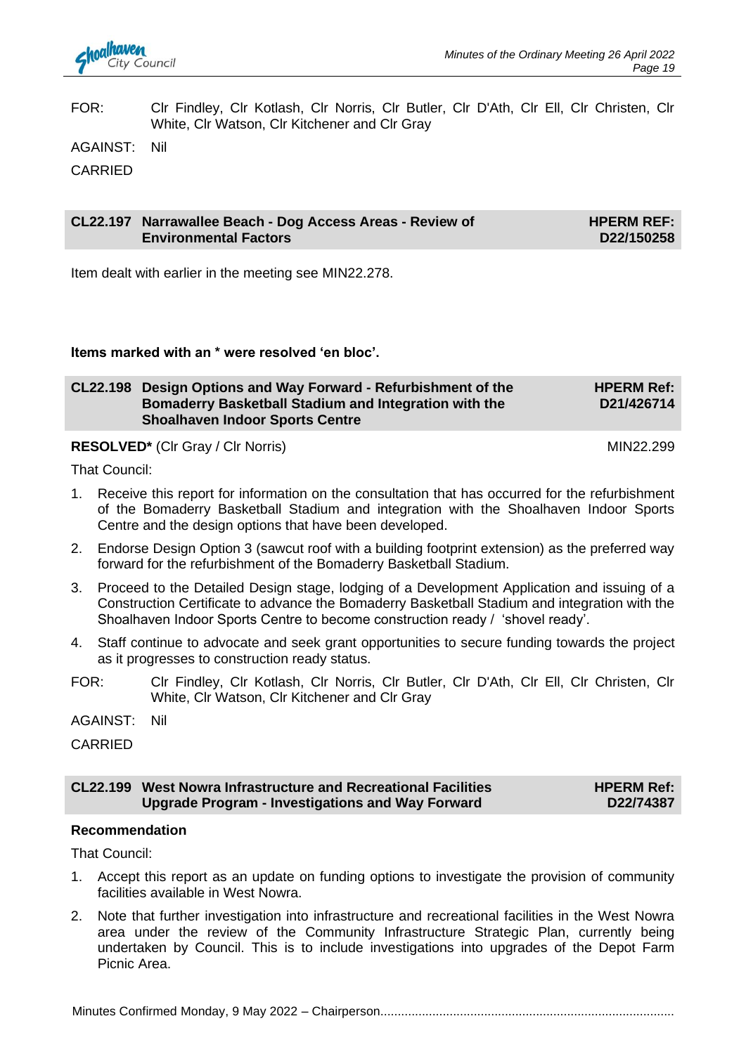FOR: Clr Findley, Clr Kotlash, Clr Norris, Clr Butler, Clr D'Ath, Clr Ell, Clr Christen, Clr White, Clr Watson, Clr Kitchener and Clr Gray

AGAINST: Nil

CARRIED

## CL22.197 Narrawallee Beach - Dog Access Areas - Review of Environmental Factors — HPERM REF: D22/150258

Item dealt with earlier in the meeting see MIN22.278.

**Items marked with an * were resolved 'en bloc'.**

## CL22.198 Design Options and Way Forward - Refurbishment of the Bomaderry Basketball Stadium and Integration with the Shoalhaven Indoor Sports Centre — HPERM Ref: D21/426714

**RESOLVED*** (Clr Gray / Clr Norris) MIN22.299

That Council:

1. Receive this report for information on the consultation that has occurred for the refurbishment of the Bomaderry Basketball Stadium and integration with the Shoalhaven Indoor Sports Centre and the design options that have been developed.
2. Endorse Design Option 3 (sawcut roof with a building footprint extension) as the preferred way forward for the refurbishment of the Bomaderry Basketball Stadium.
3. Proceed to the Detailed Design stage, lodging of a Development Application and issuing of a Construction Certificate to advance the Bomaderry Basketball Stadium and integration with the Shoalhaven Indoor Sports Centre to become construction ready / 'shovel ready'.
4. Staff continue to advocate and seek grant opportunities to secure funding towards the project as it progresses to construction ready status.

FOR: Clr Findley, Clr Kotlash, Clr Norris, Clr Butler, Clr D'Ath, Clr Ell, Clr Christen, Clr White, Clr Watson, Clr Kitchener and Clr Gray

AGAINST: Nil

CARRIED

## CL22.199 West Nowra Infrastructure and Recreational Facilities Upgrade Program - Investigations and Way Forward — HPERM Ref: D22/74387

**Recommendation**

That Council:

1. Accept this report as an update on funding options to investigate the provision of community facilities available in West Nowra.
2. Note that further investigation into infrastructure and recreational facilities in the West Nowra area under the review of the Community Infrastructure Strategic Plan, currently being undertaken by Council. This is to include investigations into upgrades of the Depot Farm Picnic Area.

Minutes Confirmed Monday, 9 May 2022 – Chairperson....................................................................................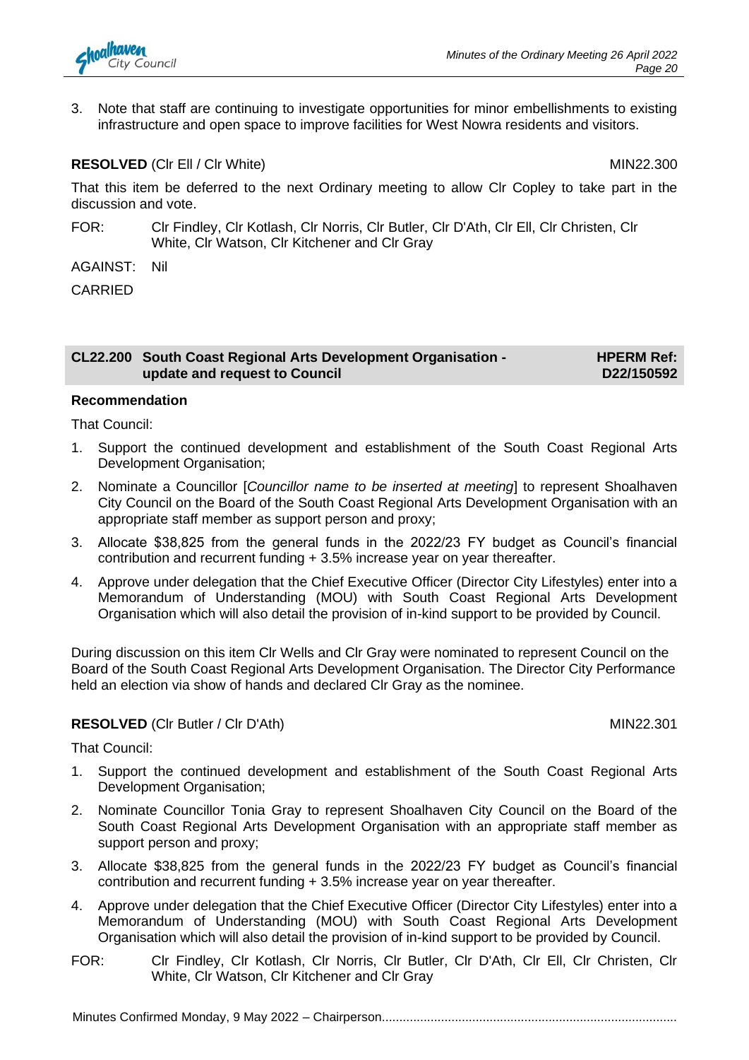3. Note that staff are continuing to investigate opportunities for minor embellishments to existing infrastructure and open space to improve facilities for West Nowra residents and visitors.

**RESOLVED** (Clr Ell / Clr White) MIN22.300

That this item be deferred to the next Ordinary meeting to allow Clr Copley to take part in the discussion and vote.

FOR: Clr Findley, Clr Kotlash, Clr Norris, Clr Butler, Clr D'Ath, Clr Ell, Clr Christen, Clr White, Clr Watson, Clr Kitchener and Clr Gray

AGAINST: Nil

CARRIED

## CL22.200 South Coast Regional Arts Development Organisation - update and request to Council — HPERM Ref: D22/150592

**Recommendation**

That Council:

1. Support the continued development and establishment of the South Coast Regional Arts Development Organisation;
2. Nominate a Councillor [*Councillor name to be inserted at meeting*] to represent Shoalhaven City Council on the Board of the South Coast Regional Arts Development Organisation with an appropriate staff member as support person and proxy;
3. Allocate $38,825 from the general funds in the 2022/23 FY budget as Council's financial contribution and recurrent funding + 3.5% increase year on year thereafter.
4. Approve under delegation that the Chief Executive Officer (Director City Lifestyles) enter into a Memorandum of Understanding (MOU) with South Coast Regional Arts Development Organisation which will also detail the provision of in-kind support to be provided by Council.

During discussion on this item Clr Wells and Clr Gray were nominated to represent Council on the Board of the South Coast Regional Arts Development Organisation. The Director City Performance held an election via show of hands and declared Clr Gray as the nominee.

**RESOLVED** (Clr Butler / Clr D'Ath) MIN22.301

That Council:

1. Support the continued development and establishment of the South Coast Regional Arts Development Organisation;
2. Nominate Councillor Tonia Gray to represent Shoalhaven City Council on the Board of the South Coast Regional Arts Development Organisation with an appropriate staff member as support person and proxy;
3. Allocate $38,825 from the general funds in the 2022/23 FY budget as Council's financial contribution and recurrent funding + 3.5% increase year on year thereafter.
4. Approve under delegation that the Chief Executive Officer (Director City Lifestyles) enter into a Memorandum of Understanding (MOU) with South Coast Regional Arts Development Organisation which will also detail the provision of in-kind support to be provided by Council.

FOR: Clr Findley, Clr Kotlash, Clr Norris, Clr Butler, Clr D'Ath, Clr Ell, Clr Christen, Clr White, Clr Watson, Clr Kitchener and Clr Gray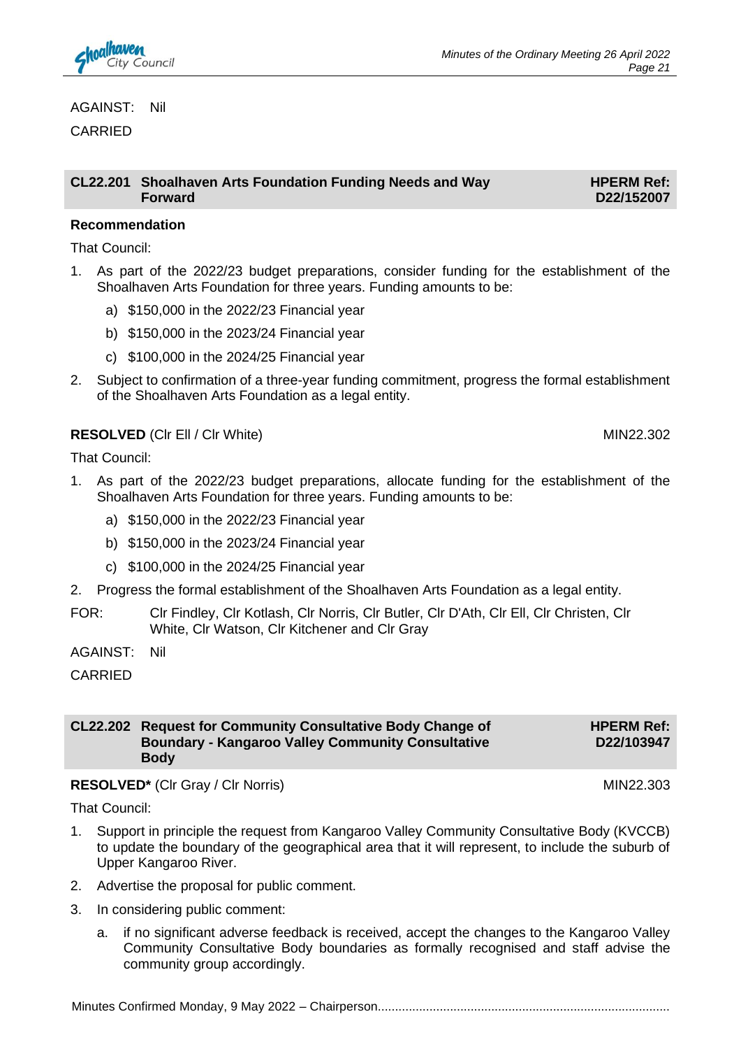AGAINST: Nil

CARRIED

## CL22.201 Shoalhaven Arts Foundation Funding Needs and Way Forward

**HPERM Ref: D22/152007**

**Recommendation**

That Council:

1. As part of the 2022/23 budget preparations, consider funding for the establishment of the Shoalhaven Arts Foundation for three years. Funding amounts to be:
   a) $150,000 in the 2022/23 Financial year
   b) $150,000 in the 2023/24 Financial year
   c) $100,000 in the 2024/25 Financial year
2. Subject to confirmation of a three-year funding commitment, progress the formal establishment of the Shoalhaven Arts Foundation as a legal entity.

**RESOLVED** (Clr Ell / Clr White) MIN22.302

That Council:

1. As part of the 2022/23 budget preparations, allocate funding for the establishment of the Shoalhaven Arts Foundation for three years. Funding amounts to be:
   a) $150,000 in the 2022/23 Financial year
   b) $150,000 in the 2023/24 Financial year
   c) $100,000 in the 2024/25 Financial year
2. Progress the formal establishment of the Shoalhaven Arts Foundation as a legal entity.

FOR: Clr Findley, Clr Kotlash, Clr Norris, Clr Butler, Clr D'Ath, Clr Ell, Clr Christen, Clr White, Clr Watson, Clr Kitchener and Clr Gray

AGAINST: Nil

CARRIED

## CL22.202 Request for Community Consultative Body Change of Boundary - Kangaroo Valley Community Consultative Body

**HPERM Ref: D22/103947**

**RESOLVED*** (Clr Gray / Clr Norris) MIN22.303

That Council:

1. Support in principle the request from Kangaroo Valley Community Consultative Body (KVCCB) to update the boundary of the geographical area that it will represent, to include the suburb of Upper Kangaroo River.
2. Advertise the proposal for public comment.
3. In considering public comment:
   a. if no significant adverse feedback is received, accept the changes to the Kangaroo Valley Community Consultative Body boundaries as formally recognised and staff advise the community group accordingly.

Minutes Confirmed Monday, 9 May 2022 – Chairperson....................................................................................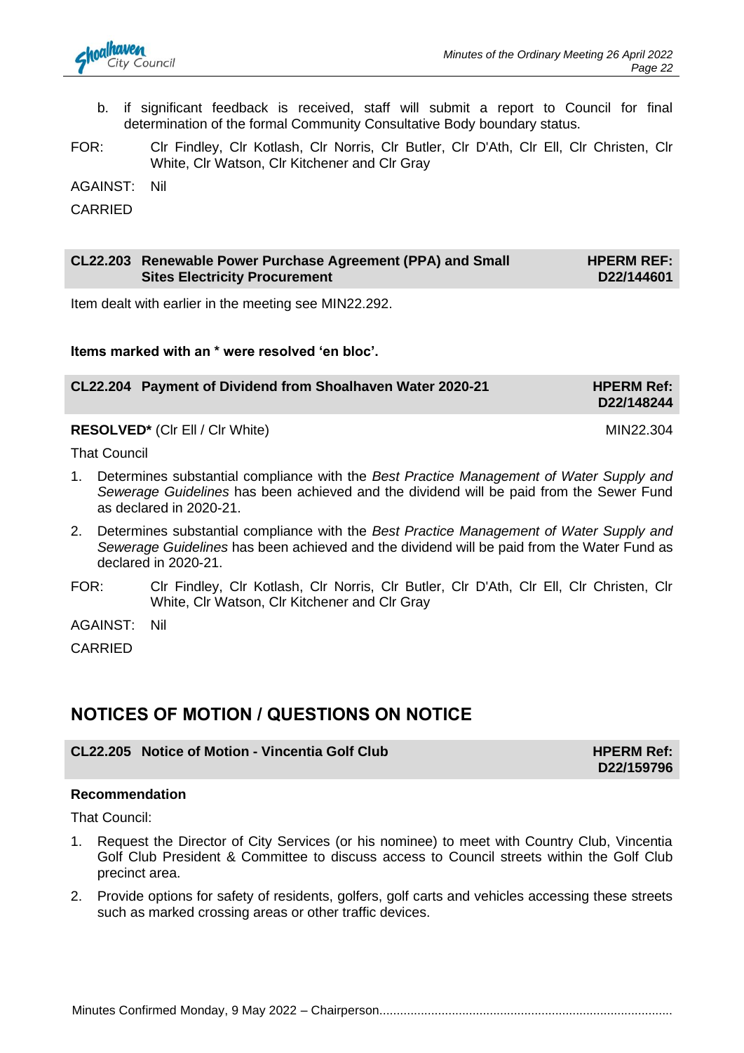b. if significant feedback is received, staff will submit a report to Council for final determination of the formal Community Consultative Body boundary status.

FOR: Clr Findley, Clr Kotlash, Clr Norris, Clr Butler, Clr D'Ath, Clr Ell, Clr Christen, Clr White, Clr Watson, Clr Kitchener and Clr Gray

AGAINST: Nil

CARRIED

| CL22.203 Renewable Power Purchase Agreement (PPA) and Small Sites Electricity Procurement | HPERM REF: D22/144601 |
|---|---|

Item dealt with earlier in the meeting see MIN22.292.

**Items marked with an * were resolved 'en bloc'.**

| CL22.204 Payment of Dividend from Shoalhaven Water 2020-21 | HPERM Ref: D22/148244 |
|---|---|

**RESOLVED*** (Clr Ell / Clr White) MIN22.304

That Council

1. Determines substantial compliance with the *Best Practice Management of Water Supply and Sewerage Guidelines* has been achieved and the dividend will be paid from the Sewer Fund as declared in 2020-21.
2. Determines substantial compliance with the *Best Practice Management of Water Supply and Sewerage Guidelines* has been achieved and the dividend will be paid from the Water Fund as declared in 2020-21.

FOR: Clr Findley, Clr Kotlash, Clr Norris, Clr Butler, Clr D'Ath, Clr Ell, Clr Christen, Clr White, Clr Watson, Clr Kitchener and Clr Gray

AGAINST: Nil

CARRIED

## NOTICES OF MOTION / QUESTIONS ON NOTICE

| CL22.205 Notice of Motion - Vincentia Golf Club | HPERM Ref: D22/159796 |
|---|---|

**Recommendation**

That Council:

1. Request the Director of City Services (or his nominee) to meet with Country Club, Vincentia Golf Club President & Committee to discuss access to Council streets within the Golf Club precinct area.
2. Provide options for safety of residents, golfers, golf carts and vehicles accessing these streets such as marked crossing areas or other traffic devices.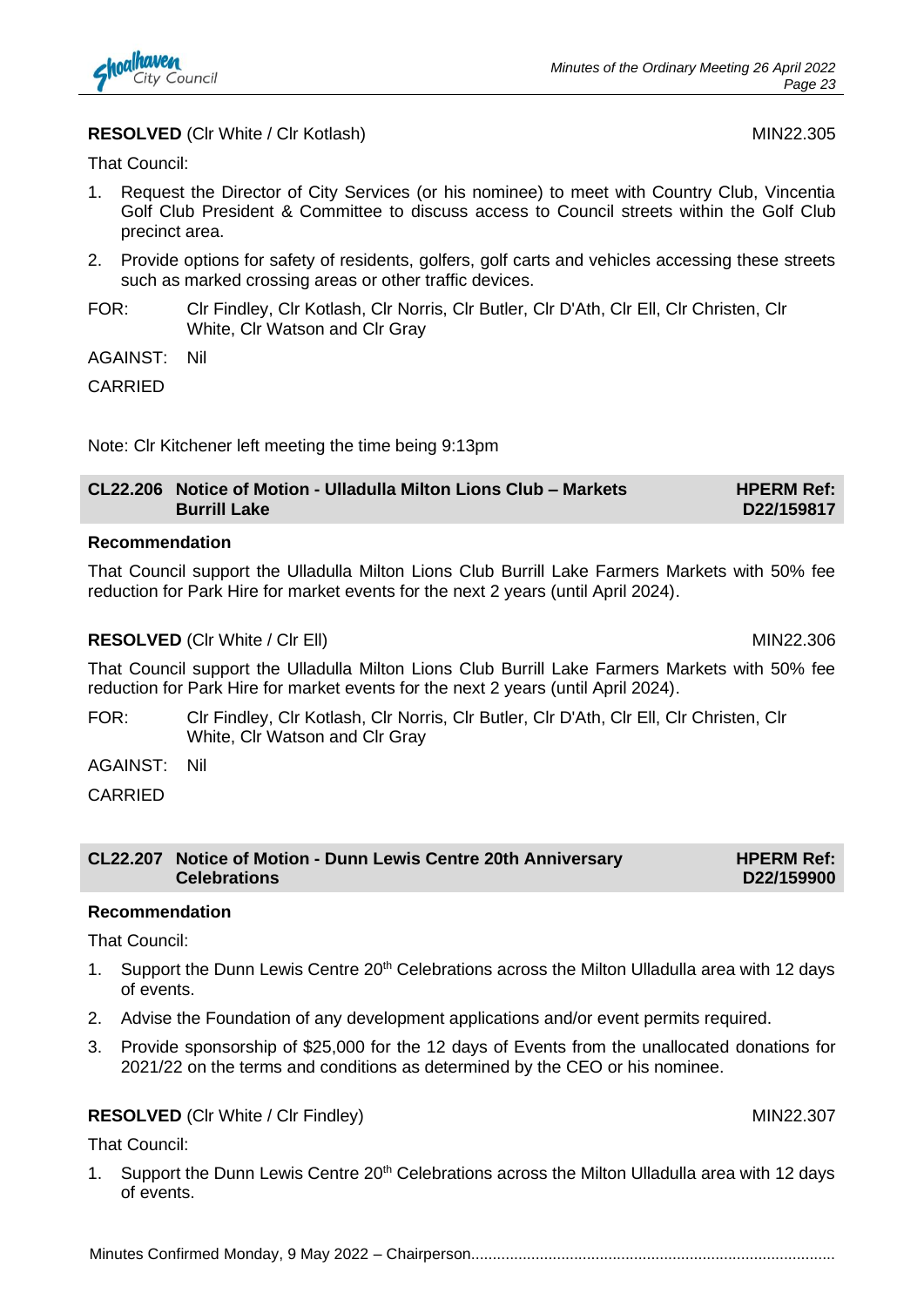**RESOLVED** (Clr White / Clr Kotlash) MIN22.305

That Council:

1. Request the Director of City Services (or his nominee) to meet with Country Club, Vincentia Golf Club President & Committee to discuss access to Council streets within the Golf Club precinct area.
2. Provide options for safety of residents, golfers, golf carts and vehicles accessing these streets such as marked crossing areas or other traffic devices.

FOR: Clr Findley, Clr Kotlash, Clr Norris, Clr Butler, Clr D'Ath, Clr Ell, Clr Christen, Clr White, Clr Watson and Clr Gray

AGAINST: Nil

CARRIED

Note: Clr Kitchener left meeting the time being 9:13pm

## CL22.206 Notice of Motion - Ulladulla Milton Lions Club – Markets Burrill Lake

**HPERM Ref: D22/159817**

### Recommendation

That Council support the Ulladulla Milton Lions Club Burrill Lake Farmers Markets with 50% fee reduction for Park Hire for market events for the next 2 years (until April 2024).

**RESOLVED** (Clr White / Clr Ell) MIN22.306

That Council support the Ulladulla Milton Lions Club Burrill Lake Farmers Markets with 50% fee reduction for Park Hire for market events for the next 2 years (until April 2024).

FOR: Clr Findley, Clr Kotlash, Clr Norris, Clr Butler, Clr D'Ath, Clr Ell, Clr Christen, Clr White, Clr Watson and Clr Gray

AGAINST: Nil

CARRIED

## CL22.207 Notice of Motion - Dunn Lewis Centre 20th Anniversary Celebrations

**HPERM Ref: D22/159900**

### Recommendation

That Council:

1. Support the Dunn Lewis Centre 20th Celebrations across the Milton Ulladulla area with 12 days of events.
2. Advise the Foundation of any development applications and/or event permits required.
3. Provide sponsorship of $25,000 for the 12 days of Events from the unallocated donations for 2021/22 on the terms and conditions as determined by the CEO or his nominee.

**RESOLVED** (Clr White / Clr Findley) MIN22.307

That Council:

1. Support the Dunn Lewis Centre 20th Celebrations across the Milton Ulladulla area with 12 days of events.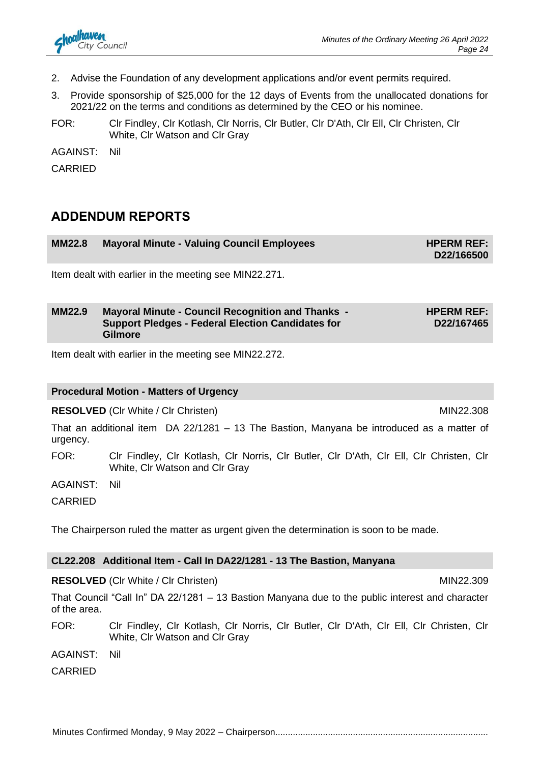2. Advise the Foundation of any development applications and/or event permits required.
3. Provide sponsorship of $25,000 for the 12 days of Events from the unallocated donations for 2021/22 on the terms and conditions as determined by the CEO or his nominee.

FOR: Clr Findley, Clr Kotlash, Clr Norris, Clr Butler, Clr D'Ath, Clr Ell, Clr Christen, Clr White, Clr Watson and Clr Gray

AGAINST: Nil

CARRIED

## ADDENDUM REPORTS

### MM22.8 Mayoral Minute - Valuing Council Employees — HPERM REF: D22/166500

Item dealt with earlier in the meeting see MIN22.271.

### MM22.9 Mayoral Minute - Council Recognition and Thanks - Support Pledges - Federal Election Candidates for Gilmore — HPERM REF: D22/167465

Item dealt with earlier in the meeting see MIN22.272.

### Procedural Motion - Matters of Urgency

**RESOLVED** (Clr White / Clr Christen) MIN22.308

That an additional item DA 22/1281 – 13 The Bastion, Manyana be introduced as a matter of urgency.

FOR: Clr Findley, Clr Kotlash, Clr Norris, Clr Butler, Clr D'Ath, Clr Ell, Clr Christen, Clr White, Clr Watson and Clr Gray

AGAINST: Nil

CARRIED

The Chairperson ruled the matter as urgent given the determination is soon to be made.

### CL22.208 Additional Item - Call In DA22/1281 - 13 The Bastion, Manyana

**RESOLVED** (Clr White / Clr Christen) MIN22.309

That Council "Call In" DA 22/1281 – 13 Bastion Manyana due to the public interest and character of the area.

FOR: Clr Findley, Clr Kotlash, Clr Norris, Clr Butler, Clr D'Ath, Clr Ell, Clr Christen, Clr White, Clr Watson and Clr Gray

AGAINST: Nil

CARRIED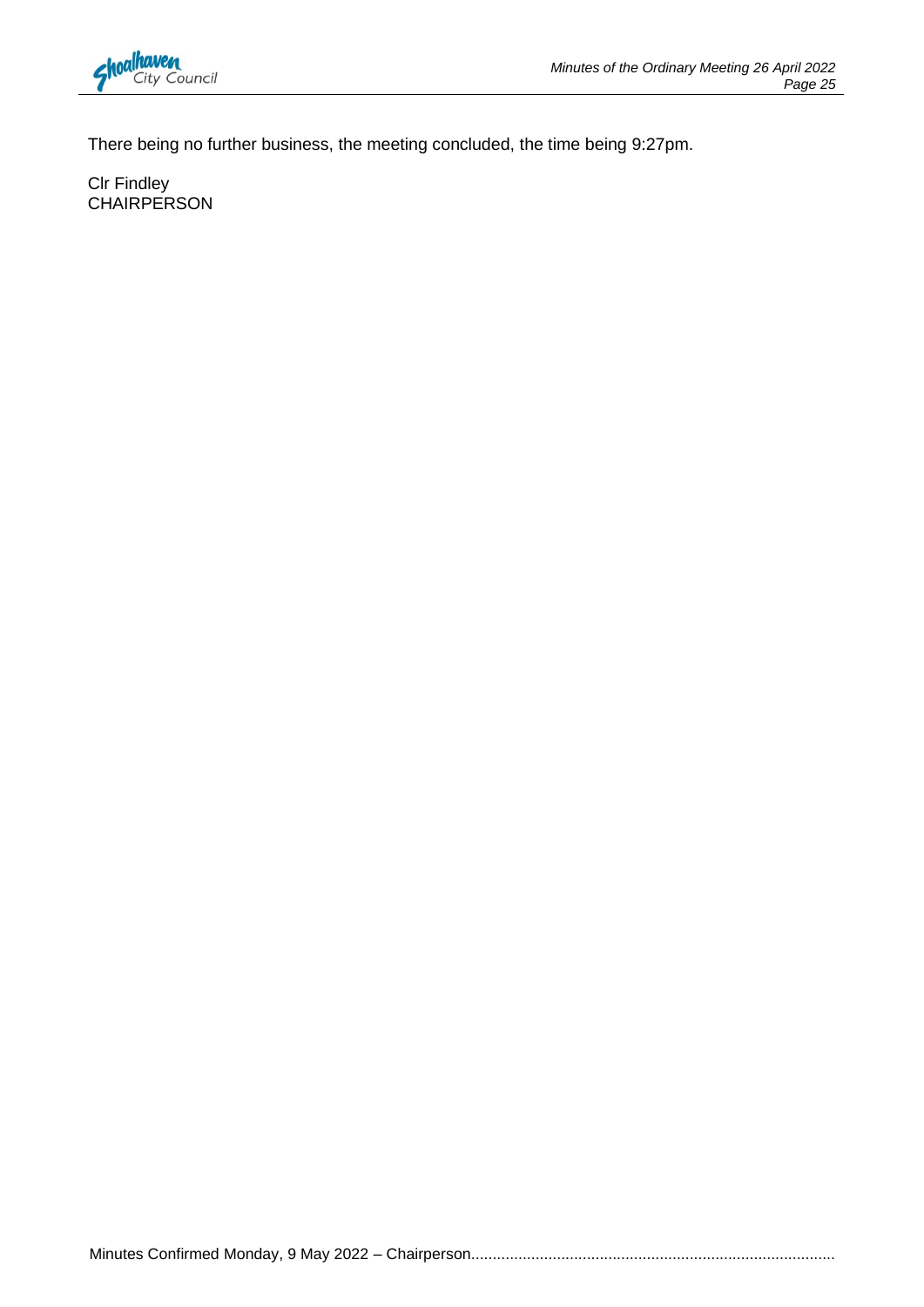There being no further business, the meeting concluded, the time being 9:27pm.

Clr Findley
CHAIRPERSON

Minutes Confirmed Monday, 9 May 2022 – Chairperson......................................................................................